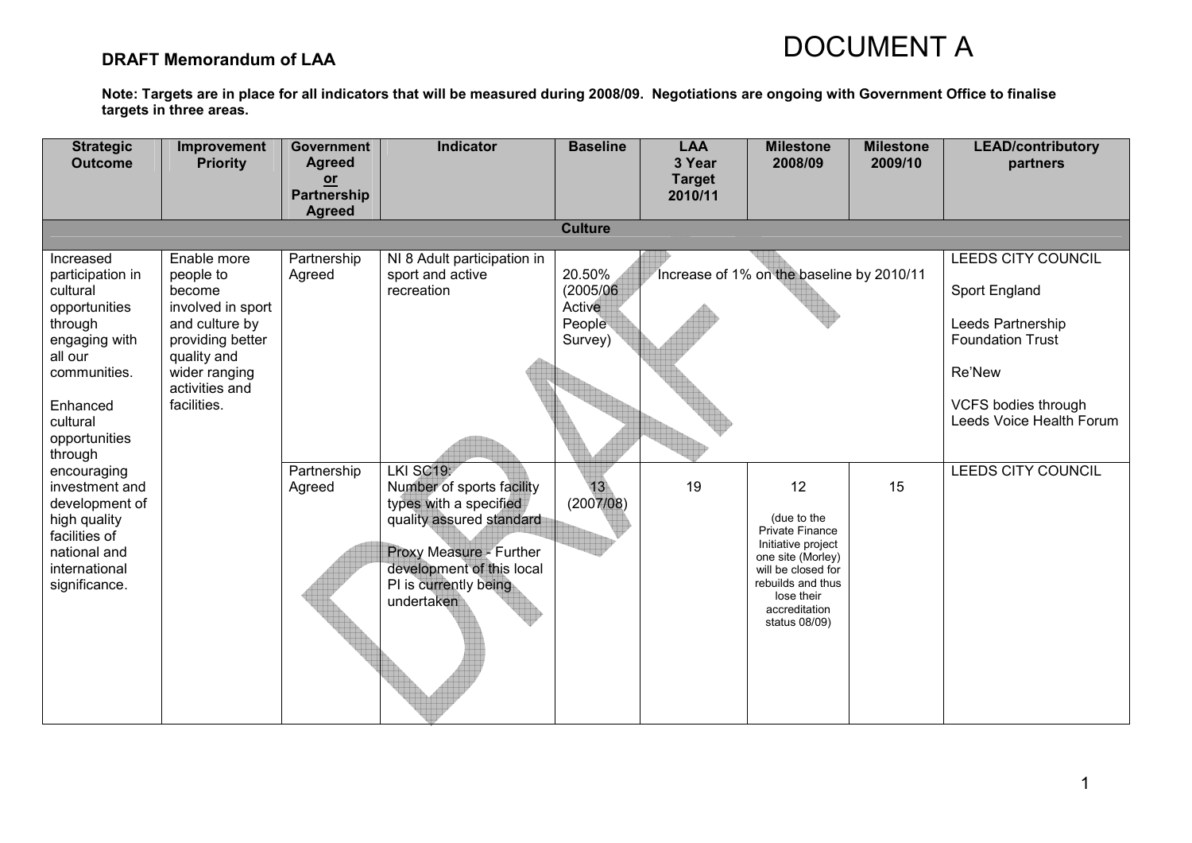# DRAFT Memorandum of LAA

DOCUMENT A

**Note: Targets are in place for all indicators that will be measured during 2008/09. Negotiations are ongoing with Government Office to finalise targets in three areas.**

| Strategic Outcome | Improvement Priority | Government Agreed or Partnership Agreed | Indicator | Baseline | LAA 3 Year Target 2010/11 | Milestone 2008/09 | Milestone 2009/10 | LEAD/contributory partners |
|---|---|---|---|---|---|---|---|---|
| | | | | **Culture** | | | | |
| Increased participation in cultural opportunities through engaging with all our communities. Enhanced cultural opportunities through encouraging investment and development of high quality facilities of national and international significance. | Enable more people to become involved in sport and culture by providing better quality and wider ranging activities and facilities. | Partnership Agreed | NI 8 Adult participation in sport and active recreation | 20.50% (2005/06 Active People Survey) | Increase of 1% on the baseline by 2010/11 | | | LEEDS CITY COUNCIL<br>Sport England<br>Leeds Partnership Foundation Trust<br>Re'New<br>VCFS bodies through Leeds Voice Health Forum |
| | | Partnership Agreed | LKI SC19: Number of sports facility types with a specified quality assured standard<br>Proxy Measure - Further development of this local PI is currently being undertaken | 13 (2007/08) | 19 | 12<br>(due to the Private Finance Initiative project one site (Morley) will be closed for rebuilds and thus lose their accreditation status 08/09) | 15 | LEEDS CITY COUNCIL |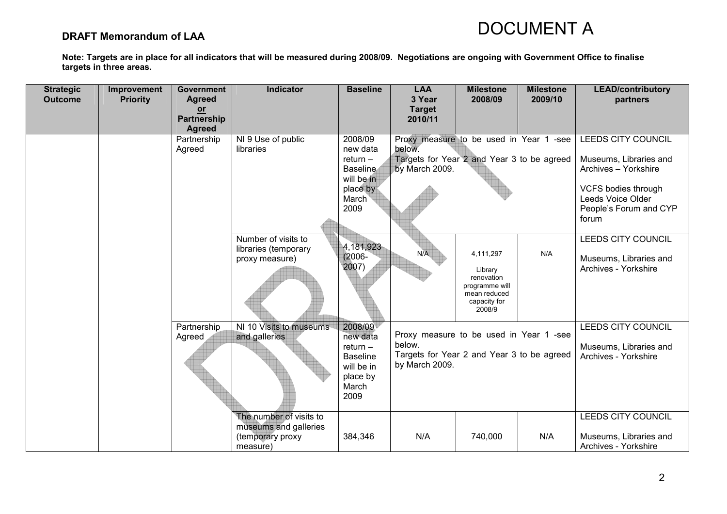# DOCUMENT A

**DRAFT Memorandum of LAA**

**Note: Targets are in place for all indicators that will be measured during 2008/09. Negotiations are ongoing with Government Office to finalise targets in three areas.**

| Strategic Outcome | Improvement Priority | Government Agreed or Partnership Agreed | Indicator | Baseline | LAA 3 Year Target 2010/11 | Milestone 2008/09 | Milestone 2009/10 | LEAD/contributory partners |
|---|---|---|---|---|---|---|---|---|
| | | Partnership Agreed | NI 9 Use of public libraries | 2008/09 new data return – Baseline will be in place by March 2009 | Proxy measure to be used in Year 1 -see below. Targets for Year 2 and Year 3 to be agreed by March 2009. | | | LEEDS CITY COUNCIL<br><br>Museums, Libraries and Archives – Yorkshire<br><br>VCFS bodies through Leeds Voice Older People's Forum and CYP forum |
| | | | Number of visits to libraries (temporary proxy measure) | 4,181,923 (2006-2007) | N/A | 4,111,297<br><br>Library renovation programme will mean reduced capacity for 2008/9 | N/A | LEEDS CITY COUNCIL<br><br>Museums, Libraries and Archives - Yorkshire |
| | | Partnership Agreed | NI 10 Visits to museums and galleries | 2008/09 new data return – Baseline will be in place by March 2009 | Proxy measure to be used in Year 1 -see below. Targets for Year 2 and Year 3 to be agreed by March 2009. | | | LEEDS CITY COUNCIL<br><br>Museums, Libraries and Archives - Yorkshire |
| | | | The number of visits to museums and galleries (temporary proxy measure) | 384,346 | N/A | 740,000 | N/A | LEEDS CITY COUNCIL<br><br>Museums, Libraries and Archives - Yorkshire |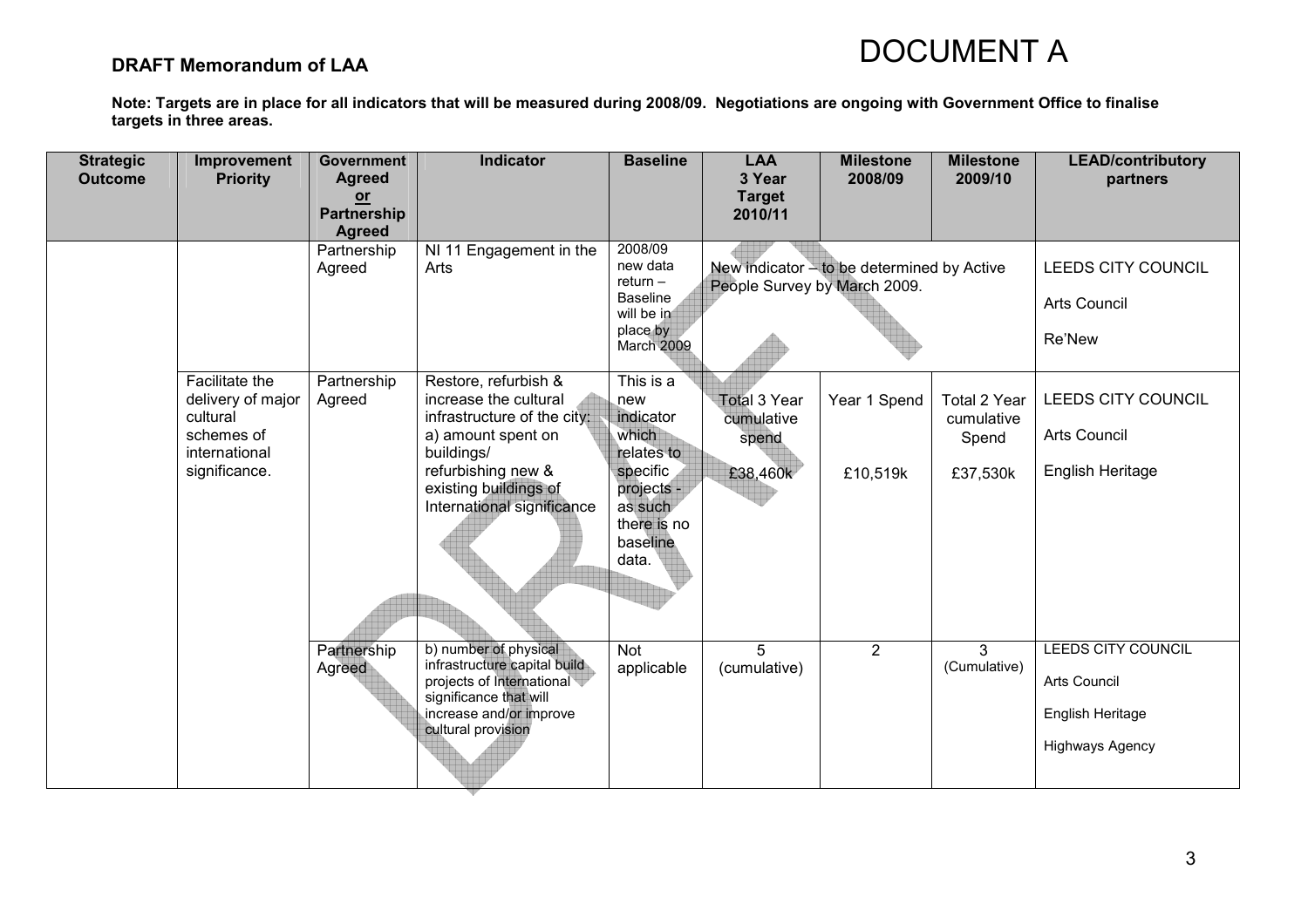**DRAFT Memorandum of LAA**

# DOCUMENT A

**Note: Targets are in place for all indicators that will be measured during 2008/09. Negotiations are ongoing with Government Office to finalise targets in three areas.**

| Strategic Outcome | Improvement Priority | Government Agreed or Partnership Agreed | Indicator | Baseline | LAA 3 Year Target 2010/11 | Milestone 2008/09 | Milestone 2009/10 | LEAD/contributory partners |
|---|---|---|---|---|---|---|---|---|
| | | Partnership Agreed | NI 11 Engagement in the Arts | 2008/09 new data return – Baseline will be in place by March 2009 | New indicator – to be determined by Active People Survey by March 2009. | | | LEEDS CITY COUNCIL<br>Arts Council<br>Re'New |
| | Facilitate the delivery of major cultural schemes of international significance. | Partnership Agreed | Restore, refurbish & increase the cultural infrastructure of the city:<br>a) amount spent on buildings/ refurbishing new & existing buildings of International significance | This is a new indicator which relates to specific projects - as such there is no baseline data. | Total 3 Year cumulative spend<br>£38,460k | Year 1 Spend<br>£10,519k | Total 2 Year cumulative Spend<br>£37,530k | LEEDS CITY COUNCIL<br>Arts Council<br>English Heritage |
| | | Partnership Agreed | b) number of physical infrastructure capital build projects of International significance that will increase and/or improve cultural provision | Not applicable | 5 (cumulative) | 2 | 3 (Cumulative) | LEEDS CITY COUNCIL<br>Arts Council<br>English Heritage<br>Highways Agency |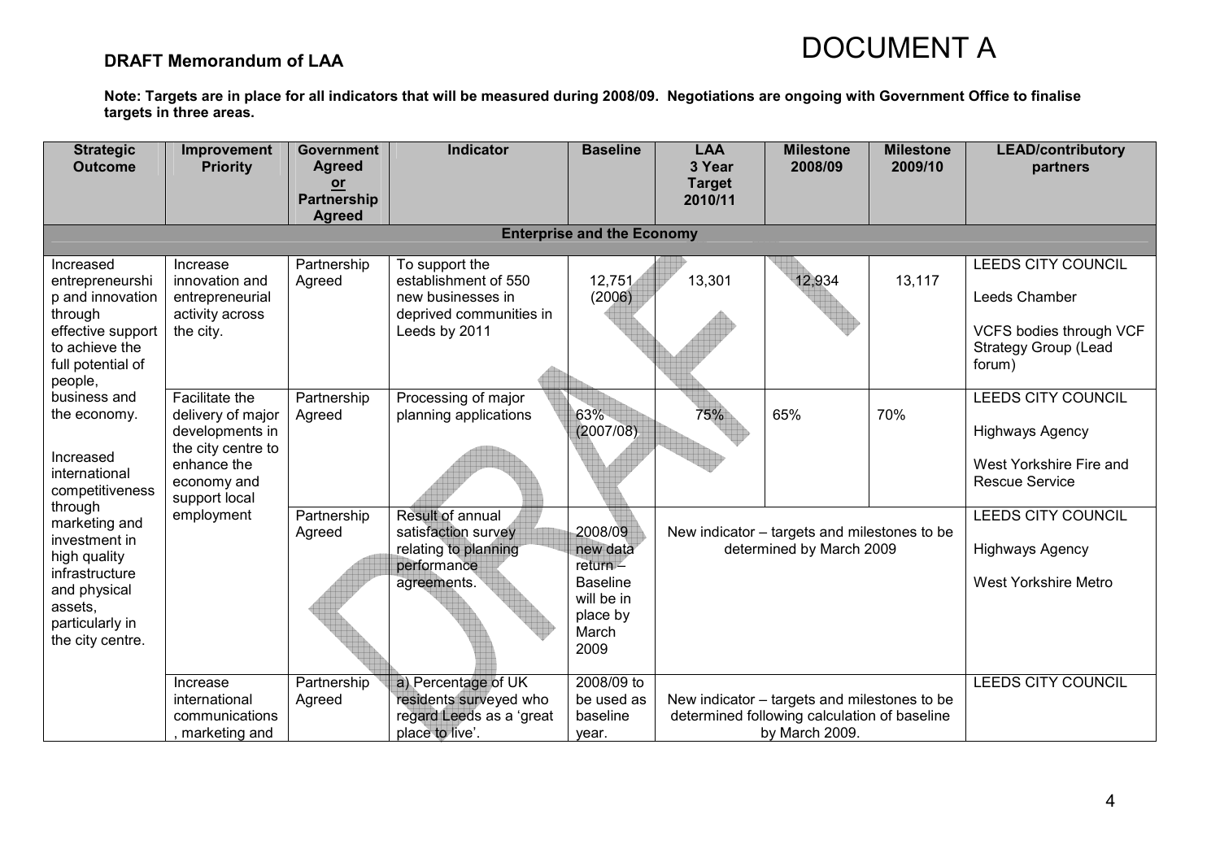**DRAFT Memorandum of LAA**

# DOCUMENT A

**Note: Targets are in place for all indicators that will be measured during 2008/09. Negotiations are ongoing with Government Office to finalise targets in three areas.**

| Strategic Outcome | Improvement Priority | Government Agreed or Partnership Agreed | Indicator | Baseline | LAA 3 Year Target 2010/11 | Milestone 2008/09 | Milestone 2009/10 | LEAD/contributory partners |
|---|---|---|---|---|---|---|---|---|
| **Enterprise and the Economy** | | | | | | | | |
| Increased entrepreneurship and innovation through effective support to achieve the full potential of people, business and the economy. Increased international competitiveness through marketing and investment in high quality infrastructure and physical assets, particularly in the city centre. | Increase innovation and entrepreneurial activity across the city. | Partnership Agreed | To support the establishment of 550 new businesses in deprived communities in Leeds by 2011 | 12,751 (2006) | 13,301 | 12,934 | 13,117 | LEEDS CITY COUNCIL<br>Leeds Chamber<br>VCFS bodies through VCF Strategy Group (Lead forum) |
| | Facilitate the delivery of major developments in the city centre to enhance the economy and support local employment | Partnership Agreed | Processing of major planning applications | 63% (2007/08) | 75% | 65% | 70% | LEEDS CITY COUNCIL<br>Highways Agency<br>West Yorkshire Fire and Rescue Service |
| | | Partnership Agreed | Result of annual satisfaction survey relating to planning performance agreements. | 2008/09 new data return – Baseline will be in place by March 2009 | New indicator – targets and milestones to be determined by March 2009 | | | LEEDS CITY COUNCIL<br>Highways Agency<br>West Yorkshire Metro |
| | Increase international communications, marketing and | Partnership Agreed | a) Percentage of UK residents surveyed who regard Leeds as a 'great place to live'. | 2008/09 to be used as baseline year. | New indicator – targets and milestones to be determined following calculation of baseline by March 2009. | | | LEEDS CITY COUNCIL |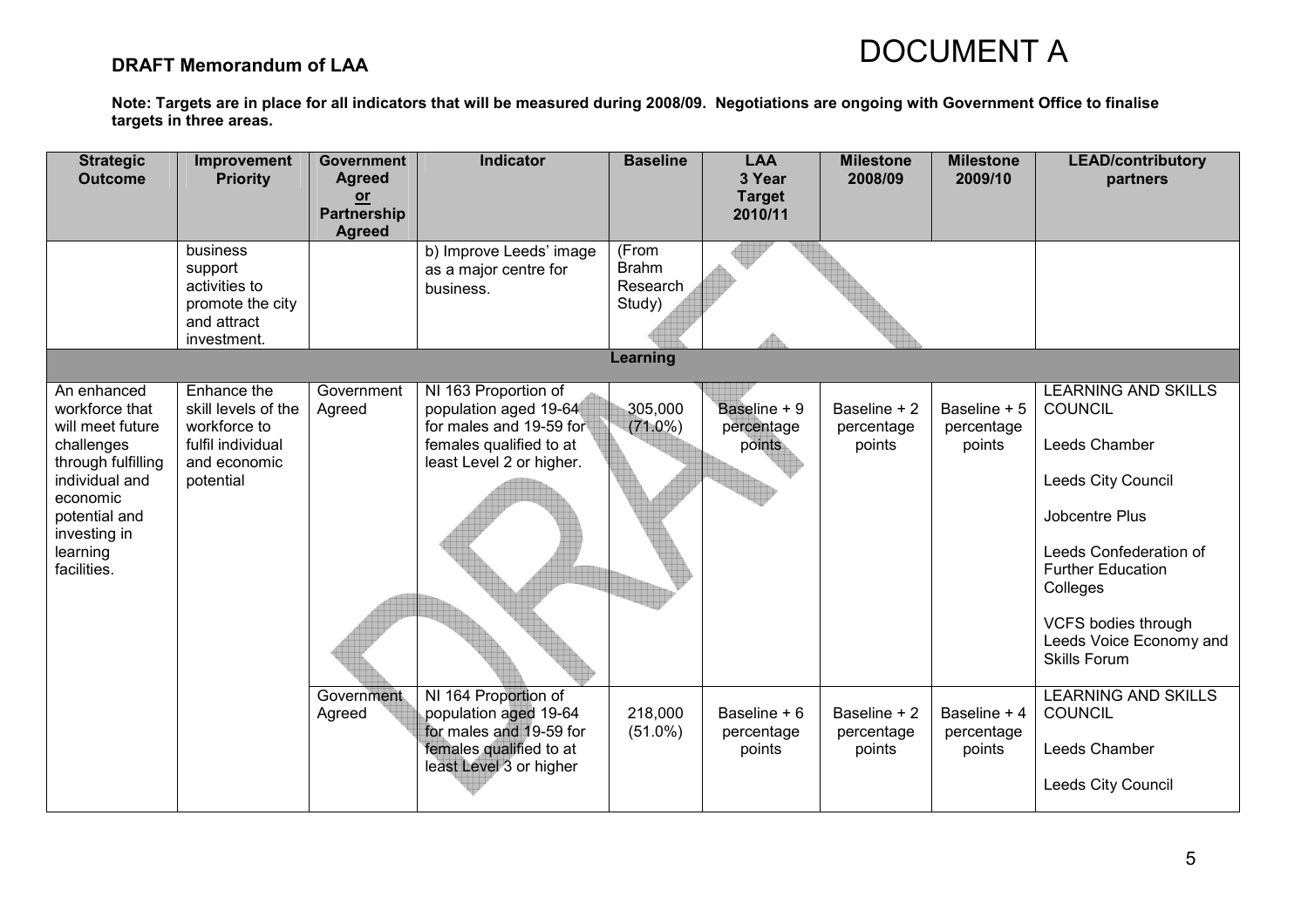**DRAFT Memorandum of LAA**

# DOCUMENT A

**Note: Targets are in place for all indicators that will be measured during 2008/09. Negotiations are ongoing with Government Office to finalise targets in three areas.**

| Strategic Outcome | Improvement Priority | Government Agreed or Partnership Agreed | Indicator | Baseline | LAA 3 Year Target 2010/11 | Milestone 2008/09 | Milestone 2009/10 | LEAD/contributory partners |
|---|---|---|---|---|---|---|---|---|
| | business support activities to promote the city and attract investment. | | b) Improve Leeds' image as a major centre for business. | (From Brahm Research Study) | | | | |
| **Learning** | | | | | | | | |
| An enhanced workforce that will meet future challenges through fulfilling individual and economic potential and investing in learning facilities. | Enhance the skill levels of the workforce to fulfil individual and economic potential | Government Agreed | NI 163 Proportion of population aged 19-64 for males and 19-59 for females qualified to at least Level 2 or higher. | 305,000 (71.0%) | Baseline + 9 percentage points | Baseline + 2 percentage points | Baseline + 5 percentage points | LEARNING AND SKILLS COUNCIL<br><br>Leeds Chamber<br><br>Leeds City Council<br><br>Jobcentre Plus<br><br>Leeds Confederation of Further Education Colleges<br><br>VCFS bodies through Leeds Voice Economy and Skills Forum |
| | | Government Agreed | NI 164 Proportion of population aged 19-64 for males and 19-59 for females qualified to at least Level 3 or higher | 218,000 (51.0%) | Baseline + 6 percentage points | Baseline + 2 percentage points | Baseline + 4 percentage points | LEARNING AND SKILLS COUNCIL<br><br>Leeds Chamber<br><br>Leeds City Council |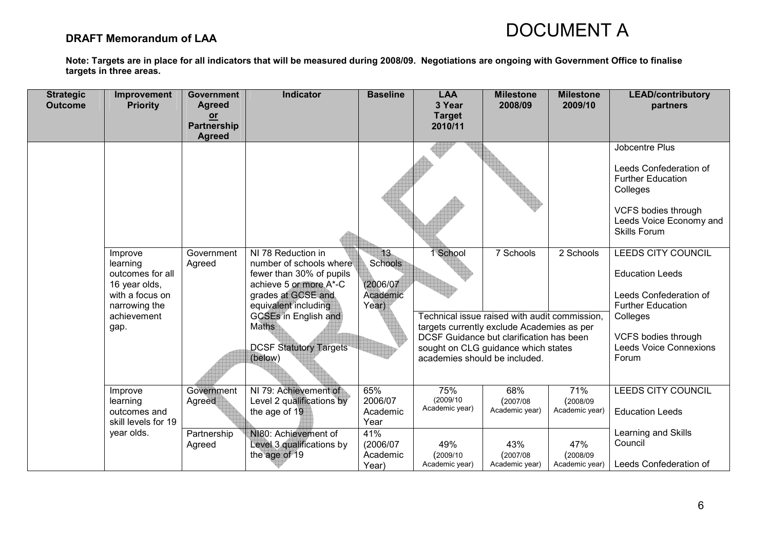**DRAFT Memorandum of LAA**

# DOCUMENT A

**Note: Targets are in place for all indicators that will be measured during 2008/09. Negotiations are ongoing with Government Office to finalise targets in three areas.**

| Strategic Outcome | Improvement Priority | Government Agreed or Partnership Agreed | Indicator | Baseline | LAA 3 Year Target 2010/11 | Milestone 2008/09 | Milestone 2009/10 | LEAD/contributory partners |
|---|---|---|---|---|---|---|---|---|
| | | | | | | | | Jobcentre Plus<br><br>Leeds Confederation of Further Education Colleges<br><br>VCFS bodies through Leeds Voice Economy and Skills Forum |
| | Improve learning outcomes for all 16 year olds, with a focus on narrowing the achievement gap. | Government Agreed | NI 78 Reduction in number of schools where fewer than 30% of pupils achieve 5 or more A*-C grades at GCSE and equivalent including GCSEs in English and Maths<br><br>DCSF Statutory Targets (below) | 13 Schools<br><br>(2006/07 Academic Year) | 1 School<br><br>Technical issue raised with audit commission, targets currently exclude Academies as per DCSF Guidance but clarification has been sought on CLG guidance which states academies should be included. | 7 Schools | 2 Schools | LEEDS CITY COUNCIL<br><br>Education Leeds<br><br>Leeds Confederation of Further Education Colleges<br><br>VCFS bodies through Leeds Voice Connexions Forum |
| | Improve learning outcomes and skill levels for 19 year olds. | Government Agreed | NI 79: Achievement of Level 2 qualifications by the age of 19 | 65% 2006/07 Academic Year | 75% (2009/10 Academic year) | 68% (2007/08 Academic year) | 71% (2008/09 Academic year) | LEEDS CITY COUNCIL<br><br>Education Leeds<br><br>Learning and Skills Council<br><br>Leeds Confederation of |
| | | Partnership Agreed | NI80: Achievement of Level 3 qualifications by the age of 19 | 41% (2006/07 Academic Year) | 49% (2009/10 Academic year) | 43% (2007/08 Academic year) | 47% (2008/09 Academic year) | |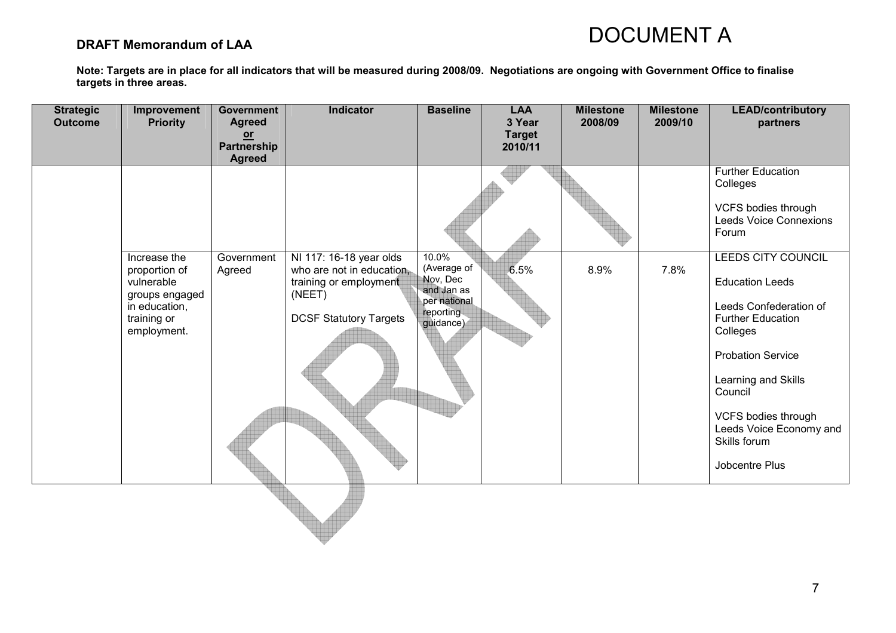**DRAFT Memorandum of LAA**

# DOCUMENT A

**Note: Targets are in place for all indicators that will be measured during 2008/09. Negotiations are ongoing with Government Office to finalise targets in three areas.**

| Strategic Outcome | Improvement Priority | Government Agreed or Partnership Agreed | Indicator | Baseline | LAA 3 Year Target 2010/11 | Milestone 2008/09 | Milestone 2009/10 | LEAD/contributory partners |
|---|---|---|---|---|---|---|---|---|
| | | | | | | | | Further Education Colleges<br><br>VCFS bodies through Leeds Voice Connexions Forum |
| | Increase the proportion of vulnerable groups engaged in education, training or employment. | Government Agreed | NI 117: 16-18 year olds who are not in education, training or employment (NEET)<br><br>DCSF Statutory Targets | 10.0% (Average of Nov, Dec and Jan as per national reporting guidance) | 6.5% | 8.9% | 7.8% | LEEDS CITY COUNCIL<br><br>Education Leeds<br><br>Leeds Confederation of Further Education Colleges<br><br>Probation Service<br><br>Learning and Skills Council<br><br>VCFS bodies through Leeds Voice Economy and Skills forum<br><br>Jobcentre Plus |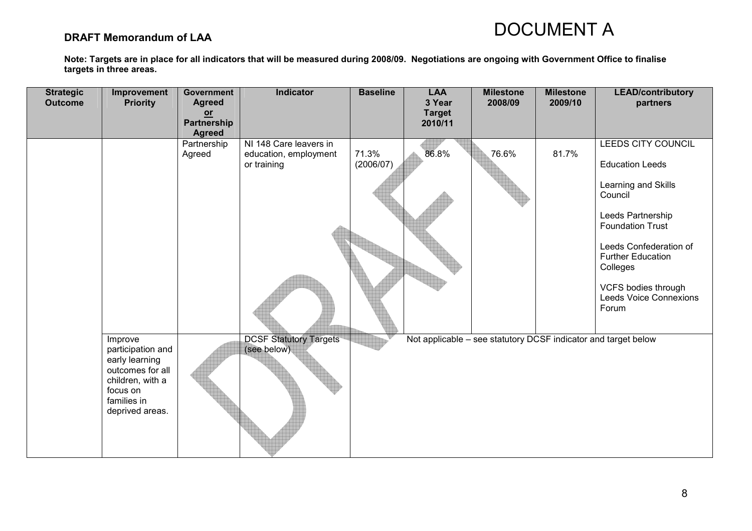**DRAFT Memorandum of LAA**

# DOCUMENT A

**Note: Targets are in place for all indicators that will be measured during 2008/09. Negotiations are ongoing with Government Office to finalise targets in three areas.**

| Strategic Outcome | Improvement Priority | Government Agreed or Partnership Agreed | Indicator | Baseline | LAA 3 Year Target 2010/11 | Milestone 2008/09 | Milestone 2009/10 | LEAD/contributory partners |
|---|---|---|---|---|---|---|---|---|
| | | Partnership Agreed | NI 148 Care leavers in education, employment or training | 71.3% (2006/07) | 86.8% | 76.6% | 81.7% | LEEDS CITY COUNCIL<br><br>Education Leeds<br><br>Learning and Skills Council<br><br>Leeds Partnership Foundation Trust<br><br>Leeds Confederation of Further Education Colleges<br><br>VCFS bodies through Leeds Voice Connexions Forum |
| | Improve participation and early learning outcomes for all children, with a focus on families in deprived areas. | | DCSF Statutory Targets (see below) | Not applicable – see statutory DCSF indicator and target below | | | | |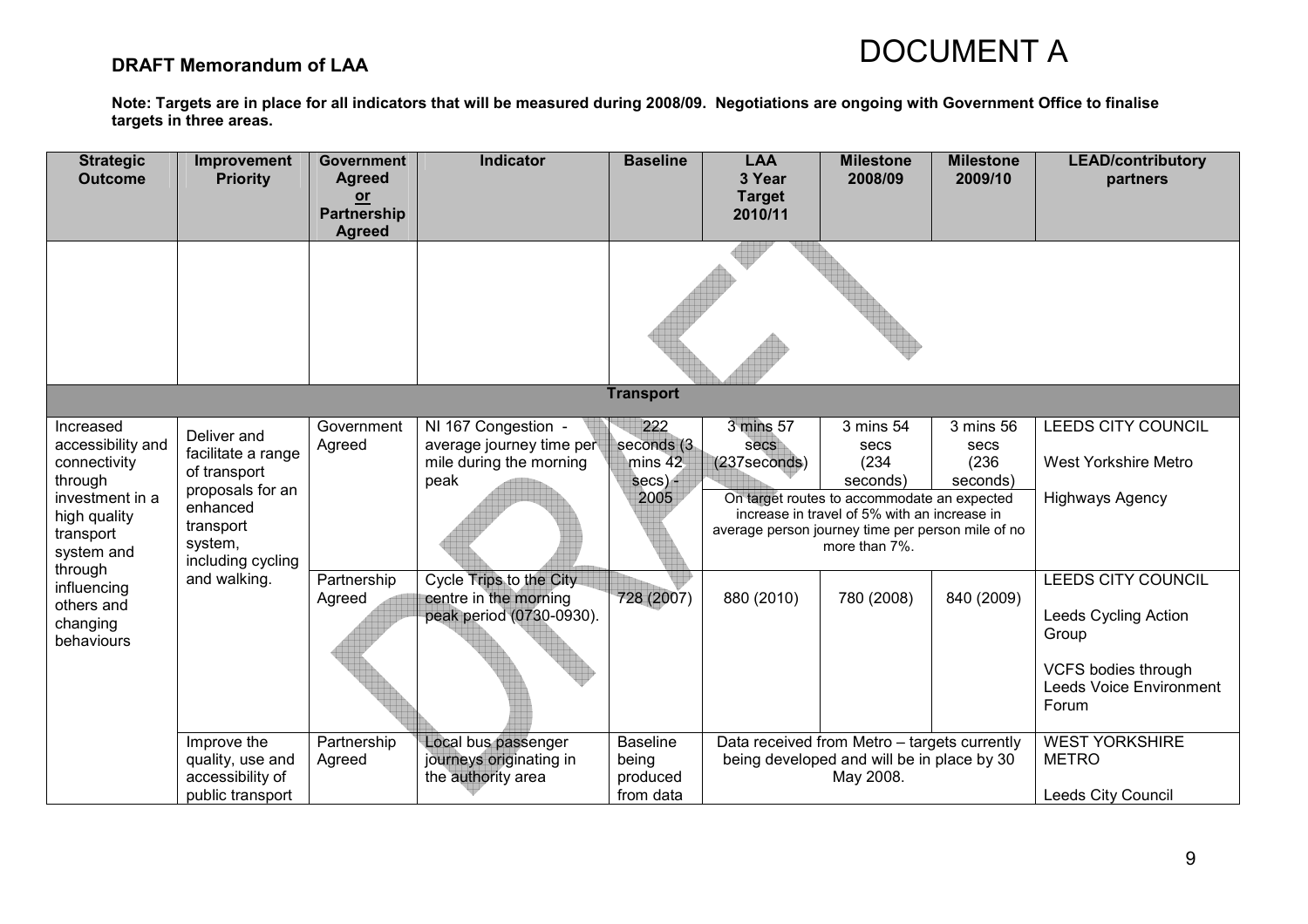# DOCUMENT A

**DRAFT Memorandum of LAA**

**Note: Targets are in place for all indicators that will be measured during 2008/09. Negotiations are ongoing with Government Office to finalise targets in three areas.**

| Strategic Outcome | Improvement Priority | Government Agreed or Partnership Agreed | Indicator | Baseline | LAA 3 Year Target 2010/11 | Milestone 2008/09 | Milestone 2009/10 | LEAD/contributory partners |
|---|---|---|---|---|---|---|---|---|
| | | | | | | | | |
| | | | | **Transport** | | | | |
| Increased accessibility and connectivity through investment in a high quality transport system and through influencing others and changing behaviours | Deliver and facilitate a range of transport proposals for an enhanced transport system, including cycling and walking. | Government Agreed | NI 167 Congestion - average journey time per mile during the morning peak | 222 seconds (3 mins 42 secs) - 2005 | 3 mins 57 secs (237seconds) On target routes to accommodate an expected increase in travel of 5% with an increase in average person journey time per person mile of no more than 7%. | 3 mins 54 secs (234 seconds) | 3 mins 56 secs (236 seconds) | LEEDS CITY COUNCIL<br>West Yorkshire Metro<br>Highways Agency |
| | | Partnership Agreed | Cycle Trips to the City centre in the morning peak period (0730-0930). | 728 (2007) | 880 (2010) | 780 (2008) | 840 (2009) | LEEDS CITY COUNCIL<br>Leeds Cycling Action Group<br>VCFS bodies through Leeds Voice Environment Forum |
| | Improve the quality, use and accessibility of public transport | Partnership Agreed | Local bus passenger journeys originating in the authority area | Baseline being produced from data | Data received from Metro – targets currently being developed and will be in place by 30 May 2008. | | | WEST YORKSHIRE METRO<br>Leeds City Council |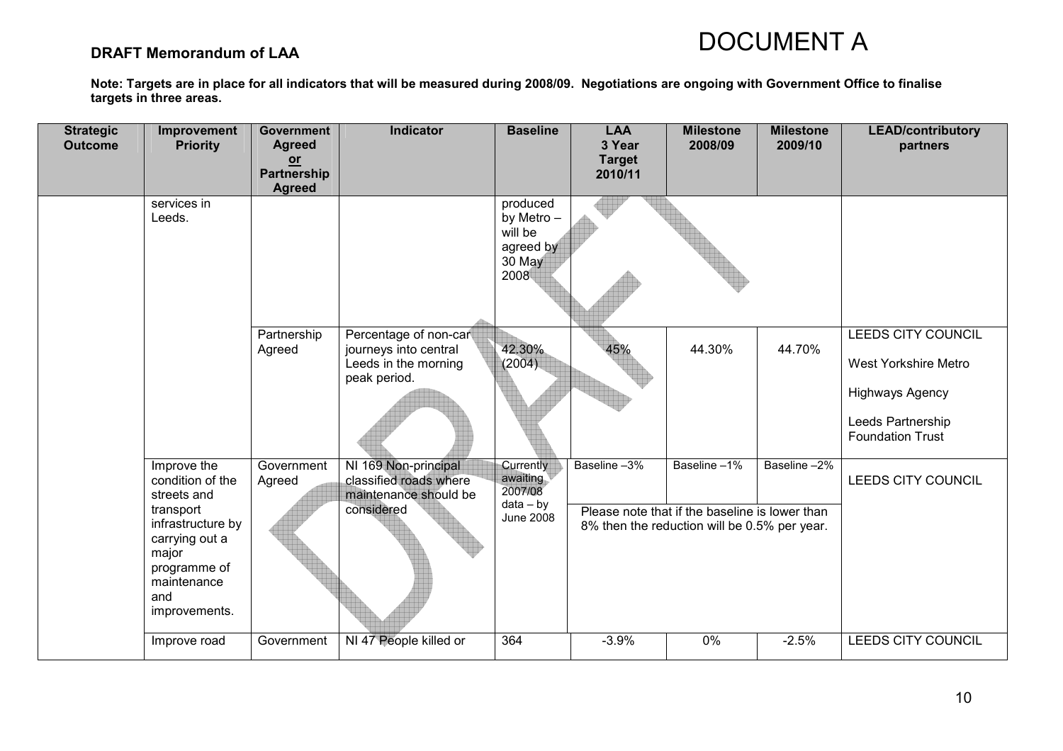**DRAFT Memorandum of LAA**

# DOCUMENT A

**Note: Targets are in place for all indicators that will be measured during 2008/09. Negotiations are ongoing with Government Office to finalise targets in three areas.**

| Strategic Outcome | Improvement Priority | Government Agreed or Partnership Agreed | Indicator | Baseline | LAA 3 Year Target 2010/11 | Milestone 2008/09 | Milestone 2009/10 | LEAD/contributory partners |
|---|---|---|---|---|---|---|---|---|
| | services in Leeds. | | | produced by Metro – will be agreed by 30 May 2008 | | | | |
| | | Partnership Agreed | Percentage of non-car journeys into central Leeds in the morning peak period. | 42.30% (2004) | 45% | 44.30% | 44.70% | LEEDS CITY COUNCIL<br>West Yorkshire Metro<br>Highways Agency<br>Leeds Partnership Foundation Trust |
| | Improve the condition of the streets and transport infrastructure by carrying out a major programme of maintenance and improvements. | Government Agreed | NI 169 Non-principal classified roads where maintenance should be considered | Currently awaiting 2007/08 data – by June 2008 | Baseline –3%<br>Please note that if the baseline is lower than 8% then the reduction will be 0.5% per year. | Baseline –1% | Baseline –2% | LEEDS CITY COUNCIL |
| | Improve road | Government | NI 47 People killed or | 364 | -3.9% | 0% | -2.5% | LEEDS CITY COUNCIL |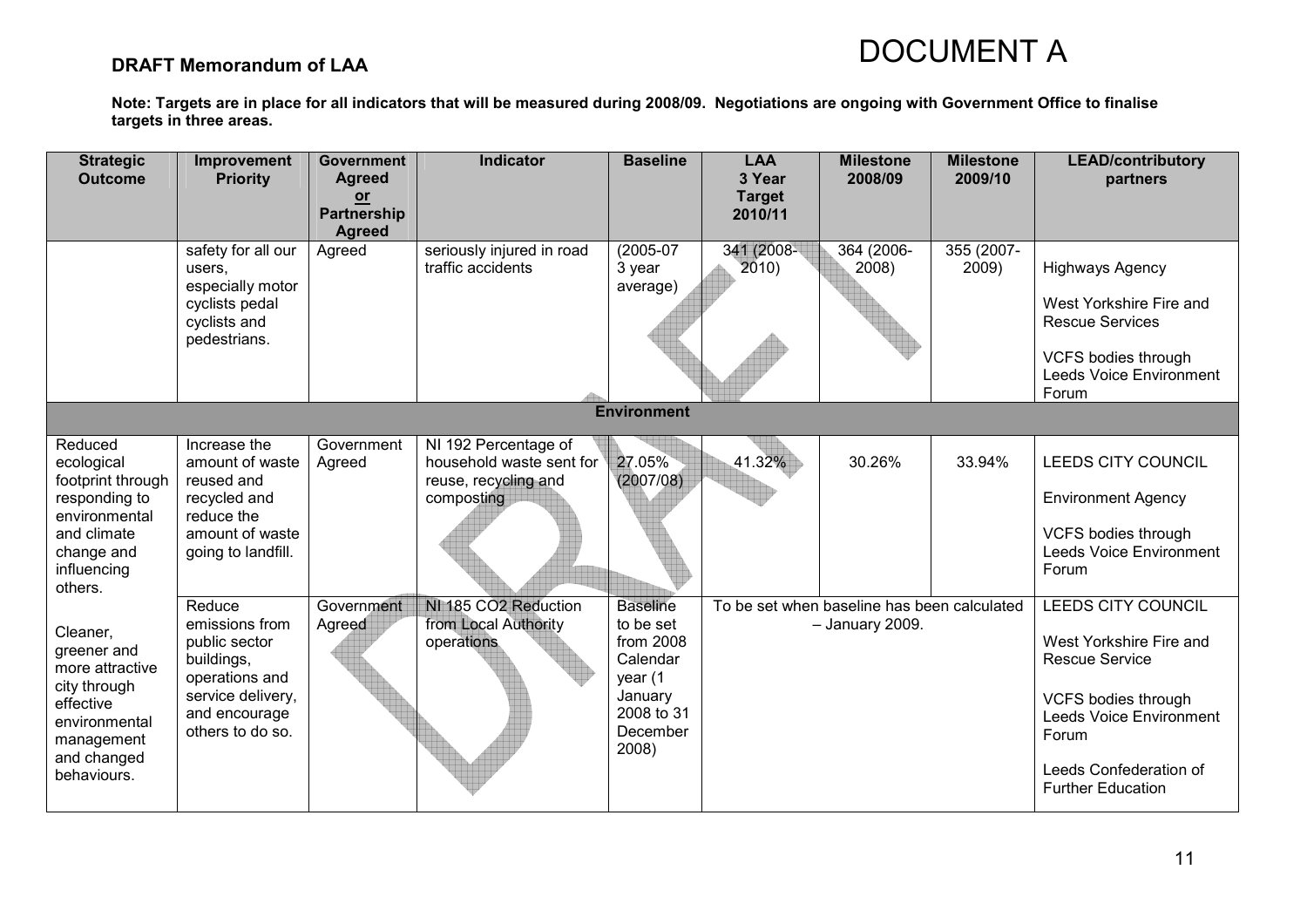# DOCUMENT A

**DRAFT Memorandum of LAA**

**Note: Targets are in place for all indicators that will be measured during 2008/09. Negotiations are ongoing with Government Office to finalise targets in three areas.**

| Strategic Outcome | Improvement Priority | Government Agreed or Partnership Agreed | Indicator | Baseline | LAA 3 Year Target 2010/11 | Milestone 2008/09 | Milestone 2009/10 | LEAD/contributory partners |
|---|---|---|---|---|---|---|---|---|
| | safety for all our users, especially motor cyclists pedal cyclists and pedestrians. | Agreed | seriously injured in road traffic accidents | (2005-07 3 year average) | 341 (2008-2010) | 364 (2006-2008) | 355 (2007-2009) | Highways Agency<br><br>West Yorkshire Fire and Rescue Services<br><br>VCFS bodies through Leeds Voice Environment Forum |
| **Environment** | | | | | | | | |
| Reduced ecological footprint through responding to environmental and climate change and influencing others.<br><br>Cleaner, greener and more attractive city through effective environmental management and changed behaviours. | Increase the amount of waste reused and recycled and reduce the amount of waste going to landfill. | Government Agreed | NI 192 Percentage of household waste sent for reuse, recycling and composting | 27.05% (2007/08) | 41.32% | 30.26% | 33.94% | LEEDS CITY COUNCIL<br><br>Environment Agency<br><br>VCFS bodies through Leeds Voice Environment Forum |
| | Reduce emissions from public sector buildings, operations and service delivery, and encourage others to do so. | Government Agreed | NI 185 $CO_2$ Reduction from Local Authority operations | Baseline to be set from 2008 Calendar year (1 January 2008 to 31 December 2008) | To be set when baseline has been calculated – January 2009. | | | LEEDS CITY COUNCIL<br><br>West Yorkshire Fire and Rescue Service<br><br>VCFS bodies through Leeds Voice Environment Forum<br><br>Leeds Confederation of Further Education |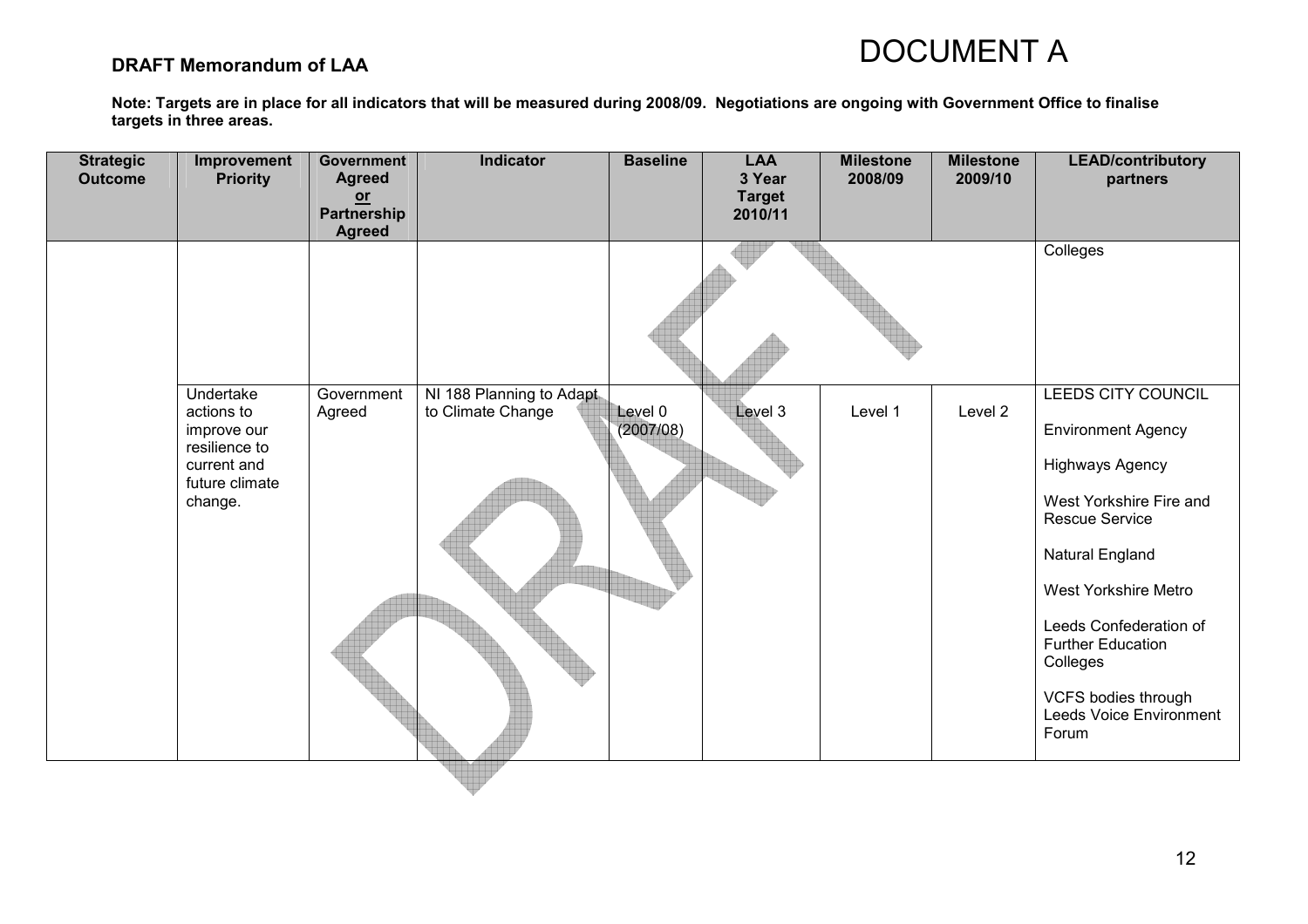**DRAFT Memorandum of LAA**

# DOCUMENT A

**Note: Targets are in place for all indicators that will be measured during 2008/09. Negotiations are ongoing with Government Office to finalise targets in three areas.**

| Strategic Outcome | Improvement Priority | Government Agreed or Partnership Agreed | Indicator | Baseline | LAA 3 Year Target 2010/11 | Milestone 2008/09 | Milestone 2009/10 | LEAD/contributory partners |
|---|---|---|---|---|---|---|---|---|
| | | | | | | | | Colleges |
| | Undertake actions to improve our resilience to current and future climate change. | Government Agreed | NI 188 Planning to Adapt to Climate Change | Level 0 (2007/08) | Level 3 | Level 1 | Level 2 | LEEDS CITY COUNCIL<br><br>Environment Agency<br><br>Highways Agency<br><br>West Yorkshire Fire and Rescue Service<br><br>Natural England<br><br>West Yorkshire Metro<br><br>Leeds Confederation of Further Education Colleges<br><br>VCFS bodies through Leeds Voice Environment Forum |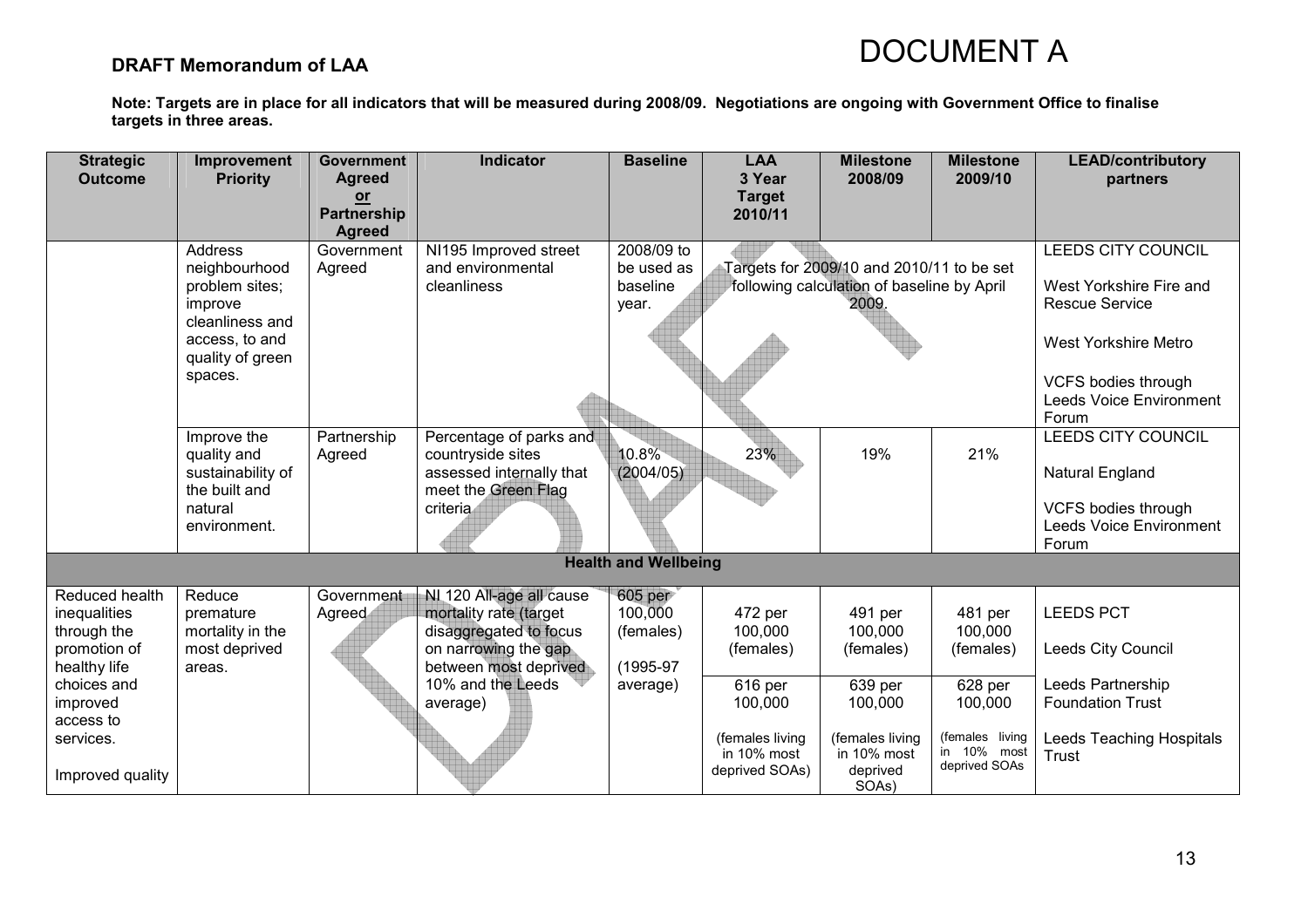# DOCUMENT A

**DRAFT Memorandum of LAA**

**Note: Targets are in place for all indicators that will be measured during 2008/09. Negotiations are ongoing with Government Office to finalise targets in three areas.**

| Strategic Outcome | Improvement Priority | Government Agreed or Partnership Agreed | Indicator | Baseline | LAA 3 Year Target 2010/11 | Milestone 2008/09 | Milestone 2009/10 | LEAD/contributory partners |
|---|---|---|---|---|---|---|---|---|
| | Address neighbourhood problem sites; improve cleanliness and access, to and quality of green spaces. | Government Agreed | NI195 Improved street and environmental cleanliness | 2008/09 to be used as baseline year. | Targets for 2009/10 and 2010/11 to be set following calculation of baseline by April 2009. | | | LEEDS CITY COUNCIL<br><br>West Yorkshire Fire and Rescue Service<br><br>West Yorkshire Metro<br><br>VCFS bodies through Leeds Voice Environment Forum |
| | Improve the quality and sustainability of the built and natural environment. | Partnership Agreed | Percentage of parks and countryside sites assessed internally that meet the Green Flag criteria | 10.8% (2004/05) | 23% | 19% | 21% | LEEDS CITY COUNCIL<br><br>Natural England<br><br>VCFS bodies through Leeds Voice Environment Forum |
| **Health and Wellbeing** | | | | | | | | |
| Reduced health inequalities through the promotion of healthy life choices and improved access to services.<br><br>Improved quality | Reduce premature mortality in the most deprived areas. | Government Agreed | NI 120 All-age all cause mortality rate (target disaggregated to focus on narrowing the gap between most deprived 10% and the Leeds average) | 605 per 100,000 (females)<br><br>(1995-97 average) | 472 per 100,000 (females)<br><br>616 per 100,000<br><br>(females living in 10% most deprived SOAs) | 491 per 100,000 (females)<br><br>639 per 100,000<br><br>(females living in 10% most deprived SOAs) | 481 per 100,000 (females)<br><br>628 per 100,000<br><br>(females living in 10% most deprived SOAs | LEEDS PCT<br><br>Leeds City Council<br><br>Leeds Partnership Foundation Trust<br><br>Leeds Teaching Hospitals Trust |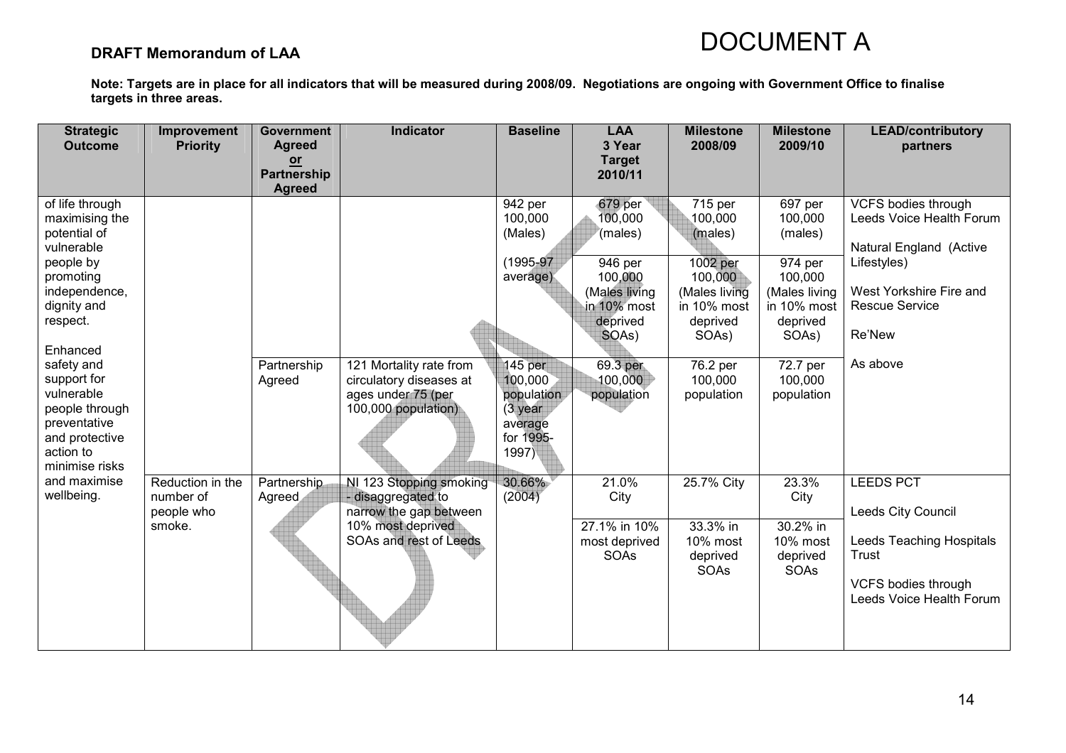# DOCUMENT A

**DRAFT Memorandum of LAA**

**Note: Targets are in place for all indicators that will be measured during 2008/09. Negotiations are ongoing with Government Office to finalise targets in three areas.**

| Strategic Outcome | Improvement Priority | Government Agreed or Partnership Agreed | Indicator | Baseline | LAA 3 Year Target 2010/11 | Milestone 2008/09 | Milestone 2009/10 | LEAD/contributory partners |
|---|---|---|---|---|---|---|---|---|
| of life through maximising the potential of vulnerable people by promoting independence, dignity and respect. Enhanced safety and support for vulnerable people through preventative and protective action to minimise risks and maximise wellbeing. | | | | 942 per 100,000 (Males) (1995-97 average) | 679 per 100,000 (males) | 715 per 100,000 (males) | 697 per 100,000 (males) | VCFS bodies through Leeds Voice Health Forum<br>Natural England (Active Lifestyles)<br>West Yorkshire Fire and Rescue Service<br>Re'New |
| | | | | | 946 per 100,000 (Males living in 10% most deprived SOAs) | 1002 per 100,000 (Males living in 10% most deprived SOAs) | 974 per 100,000 (Males living in 10% most deprived SOAs) | |
| | | Partnership Agreed | 121 Mortality rate from circulatory diseases at ages under 75 (per 100,000 population) | 145 per 100,000 population (3 year average for 1995-1997) | 69.3 per 100,000 population | 76.2 per 100,000 population | 72.7 per 100,000 population | As above |
| | Reduction in the number of people who smoke. | Partnership Agreed | NI 123 Stopping smoking - disaggregated to narrow the gap between 10% most deprived SOAs and rest of Leeds | 30.66% (2004) | 21.0% City | 25.7% City | 23.3% City | LEEDS PCT<br>Leeds City Council<br>Leeds Teaching Hospitals Trust<br>VCFS bodies through Leeds Voice Health Forum |
| | | | | | 27.1% in 10% most deprived SOAs | 33.3% in 10% most deprived SOAs | 30.2% in 10% most deprived SOAs | |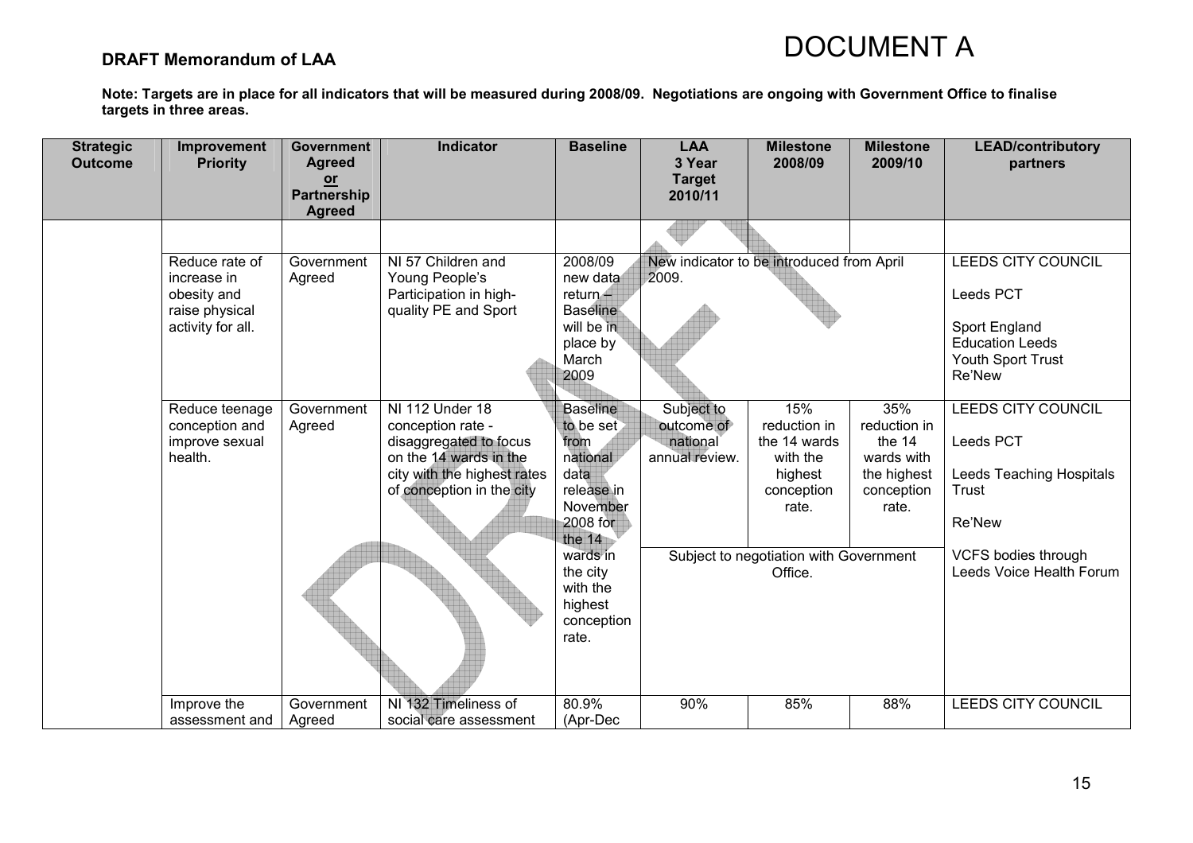**DRAFT Memorandum of LAA**

# DOCUMENT A

**Note: Targets are in place for all indicators that will be measured during 2008/09. Negotiations are ongoing with Government Office to finalise targets in three areas.**

| Strategic Outcome | Improvement Priority | Government Agreed or Partnership Agreed | Indicator | Baseline | LAA 3 Year Target 2010/11 | Milestone 2008/09 | Milestone 2009/10 | LEAD/contributory partners |
|---|---|---|---|---|---|---|---|---|
| | | | | | | | | |
| | Reduce rate of increase in obesity and raise physical activity for all. | Government Agreed | NI 57 Children and Young People's Participation in high-quality PE and Sport | 2008/09 new data return – Baseline will be in place by March 2009 | New indicator to be introduced from April 2009. | | | LEEDS CITY COUNCIL<br><br>Leeds PCT<br><br>Sport England<br>Education Leeds<br>Youth Sport Trust<br>Re'New |
| | Reduce teenage conception and improve sexual health. | Government Agreed | NI 112 Under 18 conception rate - disaggregated to focus on the 14 wards in the city with the highest rates of conception in the city | Baseline to be set from national data release in November 2008 for the 14 wards in the city with the highest conception rate. | Subject to outcome of national annual review. | 15% reduction in the 14 wards with the highest conception rate.<br><br>Subject to negotiation with Government Office. | 35% reduction in the 14 wards with the highest conception rate. | LEEDS CITY COUNCIL<br><br>Leeds PCT<br><br>Leeds Teaching Hospitals Trust<br><br>Re'New<br><br>VCFS bodies through Leeds Voice Health Forum |
| | Improve the assessment and | Government Agreed | NI 132 Timeliness of social care assessment | 80.9% (Apr-Dec | 90% | 85% | 88% | LEEDS CITY COUNCIL |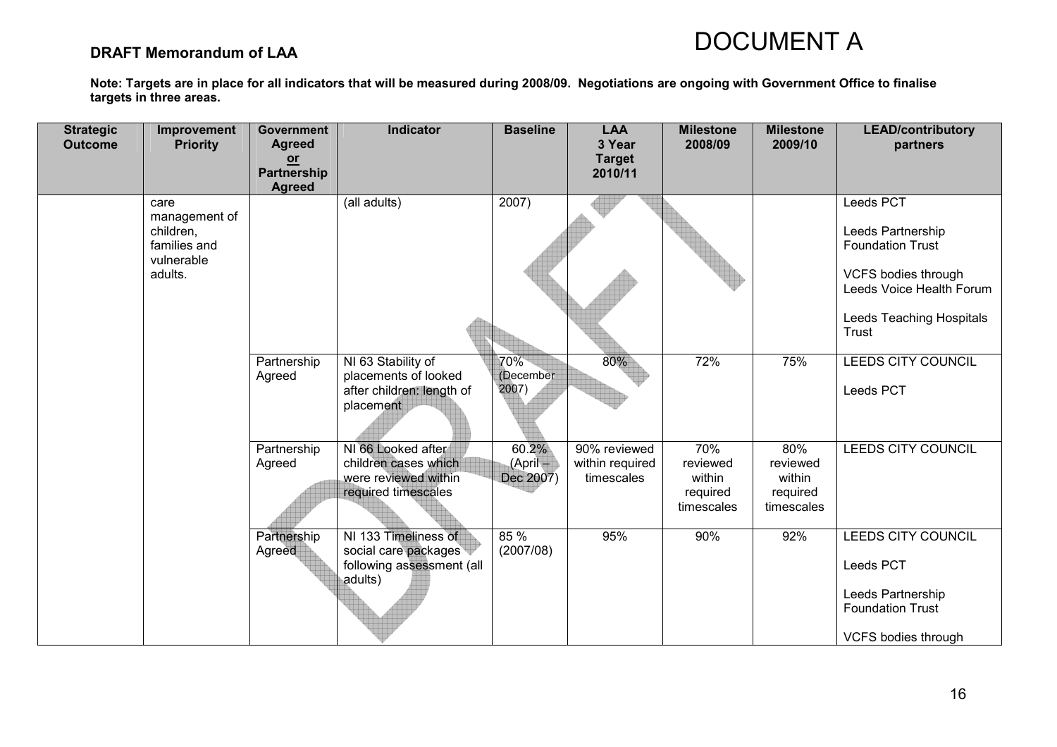**DRAFT Memorandum of LAA**

# DOCUMENT A

**Note: Targets are in place for all indicators that will be measured during 2008/09. Negotiations are ongoing with Government Office to finalise targets in three areas.**

| Strategic Outcome | Improvement Priority | Government Agreed or Partnership Agreed | Indicator | Baseline | LAA 3 Year Target 2010/11 | Milestone 2008/09 | Milestone 2009/10 | LEAD/contributory partners |
|---|---|---|---|---|---|---|---|---|
| | care management of children, families and vulnerable adults. | | (all adults) | 2007) | | | | Leeds PCT<br><br>Leeds Partnership Foundation Trust<br><br>VCFS bodies through Leeds Voice Health Forum<br><br>Leeds Teaching Hospitals Trust |
| | | Partnership Agreed | NI 63 Stability of placements of looked after children: length of placement | 70% (December 2007) | 80% | 72% | 75% | LEEDS CITY COUNCIL<br><br>Leeds PCT |
| | | Partnership Agreed | NI 66 Looked after children cases which were reviewed within required timescales | 60.2% (April – Dec 2007) | 90% reviewed within required timescales | 70% reviewed within required timescales | 80% reviewed within required timescales | LEEDS CITY COUNCIL |
| | | Partnership Agreed | NI 133 Timeliness of social care packages following assessment (all adults) | 85 % (2007/08) | 95% | 90% | 92% | LEEDS CITY COUNCIL<br><br>Leeds PCT<br><br>Leeds Partnership Foundation Trust<br><br>VCFS bodies through |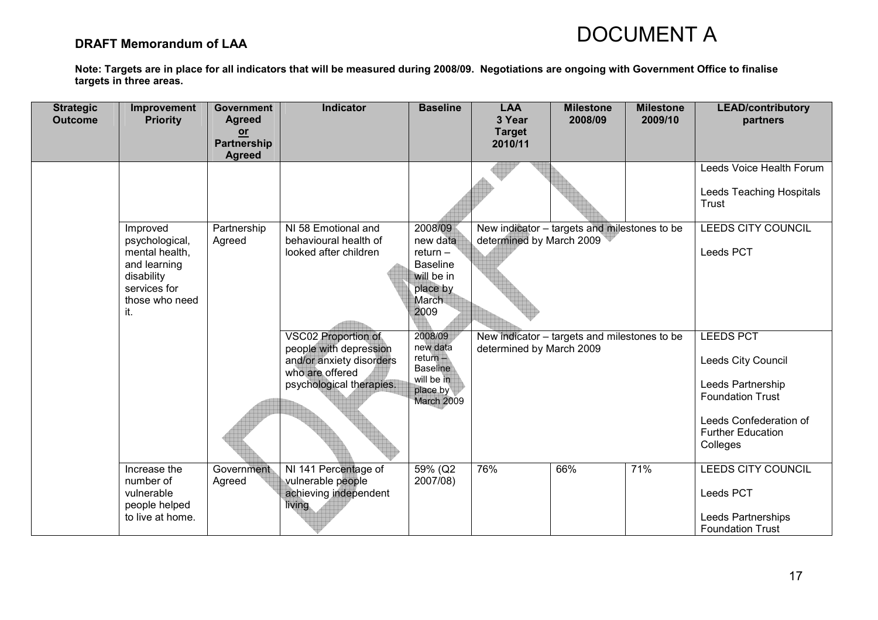**DRAFT Memorandum of LAA**

# DOCUMENT A

**Note: Targets are in place for all indicators that will be measured during 2008/09. Negotiations are ongoing with Government Office to finalise targets in three areas.**

| Strategic Outcome | Improvement Priority | Government Agreed or Partnership Agreed | Indicator | Baseline | LAA 3 Year Target 2010/11 | Milestone 2008/09 | Milestone 2009/10 | LEAD/contributory partners |
|---|---|---|---|---|---|---|---|---|
| | | | | | | | | Leeds Voice Health Forum<br><br>Leeds Teaching Hospitals Trust |
| | Improved psychological, mental health, and learning disability services for those who need it. | Partnership Agreed | NI 58 Emotional and behavioural health of looked after children | 2008/09 new data return – Baseline will be in place by March 2009 | New indicator – targets and milestones to be determined by March 2009 | | | LEEDS CITY COUNCIL<br><br>Leeds PCT |
| | | | VSC02 Proportion of people with depression and/or anxiety disorders who are offered psychological therapies. | 2008/09 new data return – Baseline will be in place by March 2009 | New indicator – targets and milestones to be determined by March 2009 | | | LEEDS PCT<br><br>Leeds City Council<br><br>Leeds Partnership Foundation Trust<br><br>Leeds Confederation of Further Education Colleges |
| | Increase the number of vulnerable people helped to live at home. | Government Agreed | NI 141 Percentage of vulnerable people achieving independent living | 59% (Q2 2007/08) | 76% | 66% | 71% | LEEDS CITY COUNCIL<br><br>Leeds PCT<br><br>Leeds Partnerships Foundation Trust |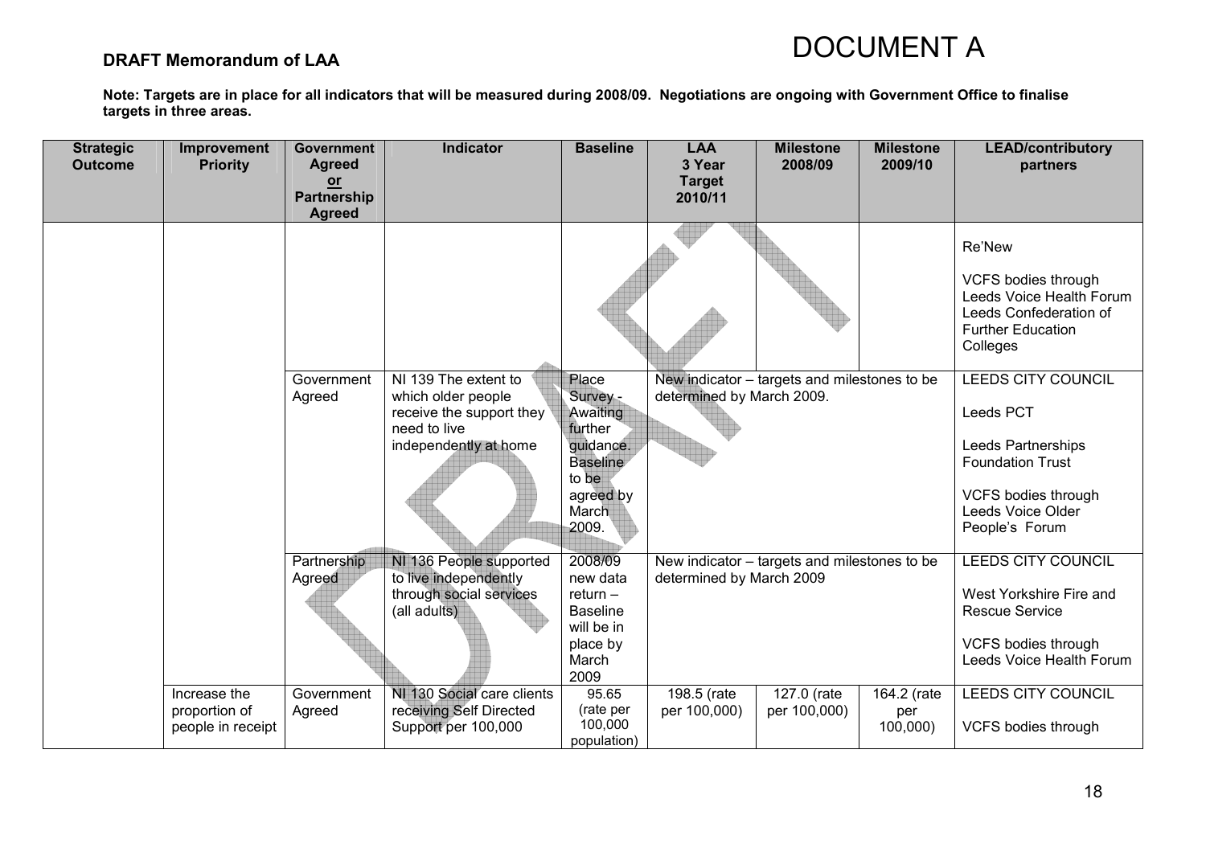**DRAFT Memorandum of LAA**

# DOCUMENT A

**Note: Targets are in place for all indicators that will be measured during 2008/09. Negotiations are ongoing with Government Office to finalise targets in three areas.**

| Strategic Outcome | Improvement Priority | Government Agreed or Partnership Agreed | Indicator | Baseline | LAA 3 Year Target 2010/11 | Milestone 2008/09 | Milestone 2009/10 | LEAD/contributory partners |
|---|---|---|---|---|---|---|---|---|
| | | | | | | | | Re'New<br><br>VCFS bodies through Leeds Voice Health Forum<br>Leeds Confederation of Further Education Colleges |
| | | Government Agreed | NI 139 The extent to which older people receive the support they need to live independently at home | Place Survey - Awaiting further guidance. Baseline to be agreed by March 2009. | New indicator – targets and milestones to be determined by March 2009. | | | LEEDS CITY COUNCIL<br><br>Leeds PCT<br><br>Leeds Partnerships Foundation Trust<br><br>VCFS bodies through Leeds Voice Older People's Forum |
| | | Partnership Agreed | NI 136 People supported to live independently through social services (all adults) | 2008/09 new data return – Baseline will be in place by March 2009 | New indicator – targets and milestones to be determined by March 2009 | | | LEEDS CITY COUNCIL<br><br>West Yorkshire Fire and Rescue Service<br><br>VCFS bodies through Leeds Voice Health Forum |
| | Increase the proportion of people in receipt | Government Agreed | NI 130 Social care clients receiving Self Directed Support per 100,000 | 95.65 (rate per 100,000 population) | 198.5 (rate per 100,000) | 127.0 (rate per 100,000) | 164.2 (rate per 100,000) | LEEDS CITY COUNCIL<br><br>VCFS bodies through |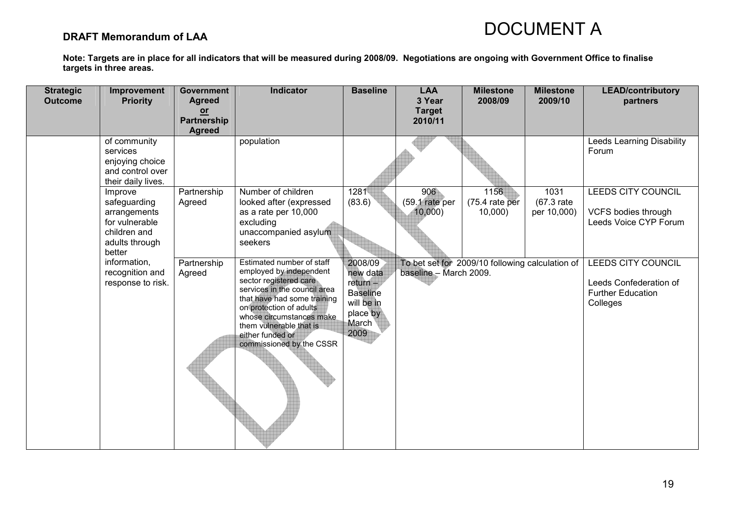**DRAFT Memorandum of LAA**

# DOCUMENT A

**Note: Targets are in place for all indicators that will be measured during 2008/09. Negotiations are ongoing with Government Office to finalise targets in three areas.**

| Strategic Outcome | Improvement Priority | Government Agreed or Partnership Agreed | Indicator | Baseline | LAA 3 Year Target 2010/11 | Milestone 2008/09 | Milestone 2009/10 | LEAD/contributory partners |
|---|---|---|---|---|---|---|---|---|
| | of community services enjoying choice and control over their daily lives. | | population | | | | | Leeds Learning Disability Forum |
| | Improve safeguarding arrangements for vulnerable children and adults through better information, recognition and response to risk. | Partnership Agreed | Number of children looked after (expressed as a rate per 10,000 excluding unaccompanied asylum seekers | 1281 (83.6) | 906 (59.1 rate per 10,000) | 1156 (75.4 rate per 10,000) | 1031 (67.3 rate per 10,000) | LEEDS CITY COUNCIL<br><br>VCFS bodies through Leeds Voice CYP Forum |
| | | Partnership Agreed | Estimated number of staff employed by independent sector registered care services in the council area that have had some training on protection of adults whose circumstances make them vulnerable that is either funded or commissioned by the CSSR | 2008/09 new data return – Baseline will be in place by March 2009 | To bet set for 2009/10 following calculation of baseline – March 2009. | | | LEEDS CITY COUNCIL<br><br>Leeds Confederation of Further Education Colleges |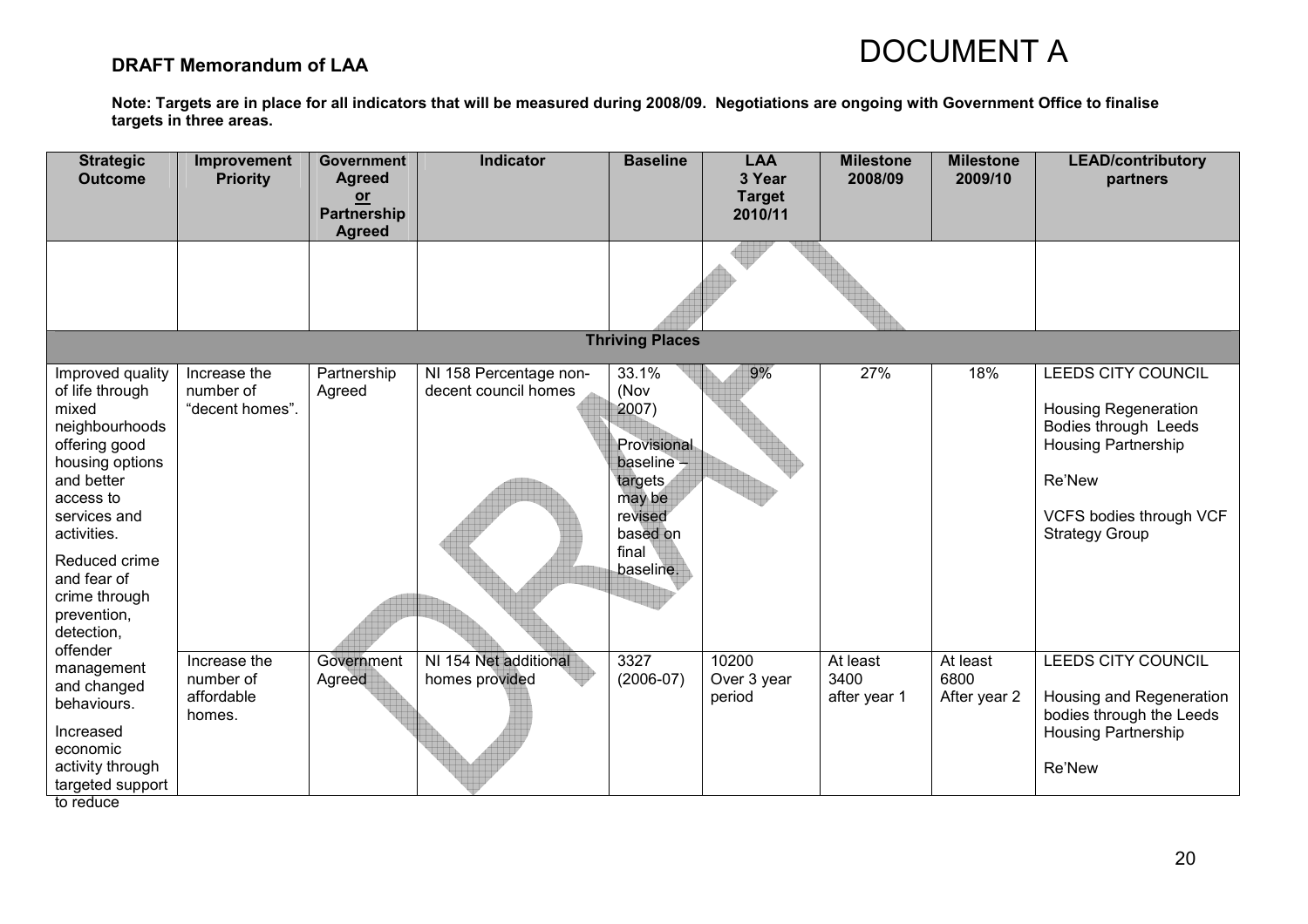**DRAFT Memorandum of LAA**

# DOCUMENT A

**Note: Targets are in place for all indicators that will be measured during 2008/09. Negotiations are ongoing with Government Office to finalise targets in three areas.**

| Strategic Outcome | Improvement Priority | Government Agreed or Partnership Agreed | Indicator | Baseline | LAA 3 Year Target 2010/11 | Milestone 2008/09 | Milestone 2009/10 | LEAD/contributory partners |
|---|---|---|---|---|---|---|---|---|
| | | | | | | | | |
| | | | | **Thriving Places** | | | | |
| Improved quality of life through mixed neighbourhoods offering good housing options and better access to services and activities. Reduced crime and fear of crime through prevention, detection, offender management and changed behaviours. Increased economic activity through targeted support to reduce | Increase the number of "decent homes". | Partnership Agreed | NI 158 Percentage non-decent council homes | 33.1% (Nov 2007) Provisional baseline – targets may be revised based on final baseline. | 9% | 27% | 18% | LEEDS CITY COUNCIL<br><br>Housing Regeneration Bodies through Leeds Housing Partnership<br><br>Re'New<br><br>VCFS bodies through VCF Strategy Group |
| | Increase the number of affordable homes. | Government Agreed | NI 154 Net additional homes provided | 3327 (2006-07) | 10200 Over 3 year period | At least 3400 after year 1 | At least 6800 After year 2 | LEEDS CITY COUNCIL<br><br>Housing and Regeneration bodies through the Leeds Housing Partnership<br><br>Re'New |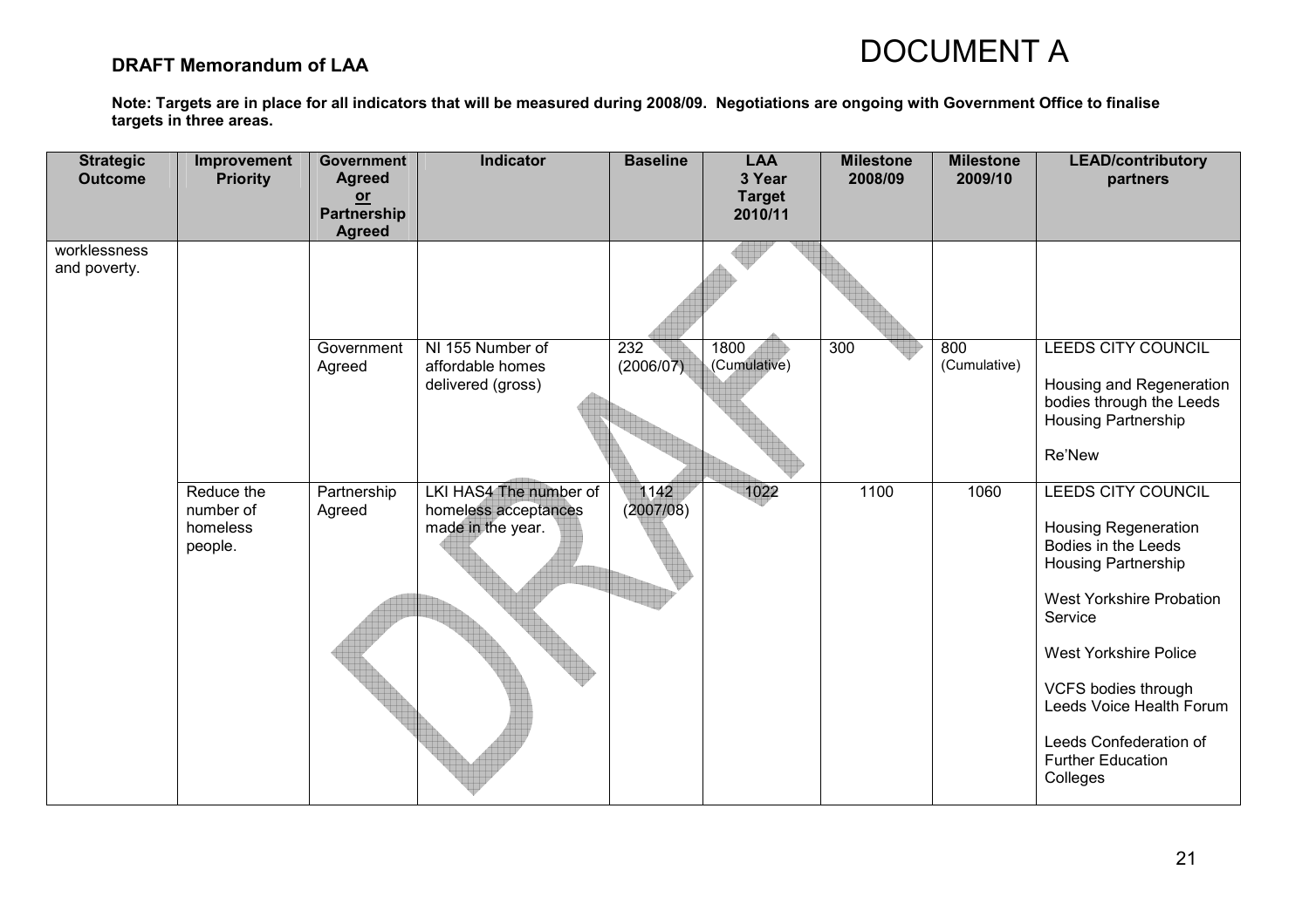**DRAFT Memorandum of LAA**

# DOCUMENT A

**Note: Targets are in place for all indicators that will be measured during 2008/09. Negotiations are ongoing with Government Office to finalise targets in three areas.**

| Strategic Outcome | Improvement Priority | Government Agreed or Partnership Agreed | Indicator | Baseline | LAA 3 Year Target 2010/11 | Milestone 2008/09 | Milestone 2009/10 | LEAD/contributory partners |
|---|---|---|---|---|---|---|---|---|
| worklessness and poverty. | | | | | | | | |
| | | Government Agreed | NI 155 Number of affordable homes delivered (gross) | 232 (2006/07) | 1800 (Cumulative) | 300 | 800 (Cumulative) | LEEDS CITY COUNCIL<br><br>Housing and Regeneration bodies through the Leeds Housing Partnership<br><br>Re'New |
| | Reduce the number of homeless people. | Partnership Agreed | LKI HAS4 The number of homeless acceptances made in the year. | 1142 (2007/08) | 1022 | 1100 | 1060 | LEEDS CITY COUNCIL<br><br>Housing Regeneration Bodies in the Leeds Housing Partnership<br><br>West Yorkshire Probation Service<br><br>West Yorkshire Police<br><br>VCFS bodies through Leeds Voice Health Forum<br><br>Leeds Confederation of Further Education Colleges |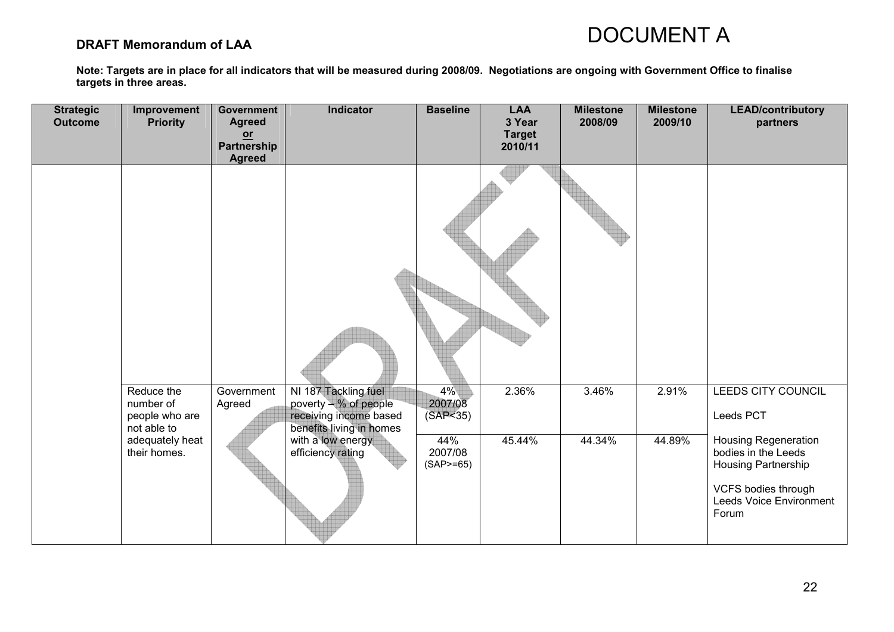**DRAFT Memorandum of LAA**

# DOCUMENT A

**Note: Targets are in place for all indicators that will be measured during 2008/09. Negotiations are ongoing with Government Office to finalise targets in three areas.**

| Strategic Outcome | Improvement Priority | Government Agreed or Partnership Agreed | Indicator | Baseline | LAA 3 Year Target 2010/11 | Milestone 2008/09 | Milestone 2009/10 | LEAD/contributory partners |
|---|---|---|---|---|---|---|---|---|
| | | | | | | | | |
| | Reduce the number of people who are not able to adequately heat their homes. | Government Agreed | NI 187 Tackling fuel poverty – % of people receiving income based benefits living in homes with a low energy efficiency rating | 4% 2007/08 (SAP<35) | 2.36% | 3.46% | 2.91% | LEEDS CITY COUNCIL<br><br>Leeds PCT<br><br>Housing Regeneration bodies in the Leeds Housing Partnership<br><br>VCFS bodies through Leeds Voice Environment Forum |
| | | | | 44% 2007/08 (SAP>=65) | 45.44% | 44.34% | 44.89% | |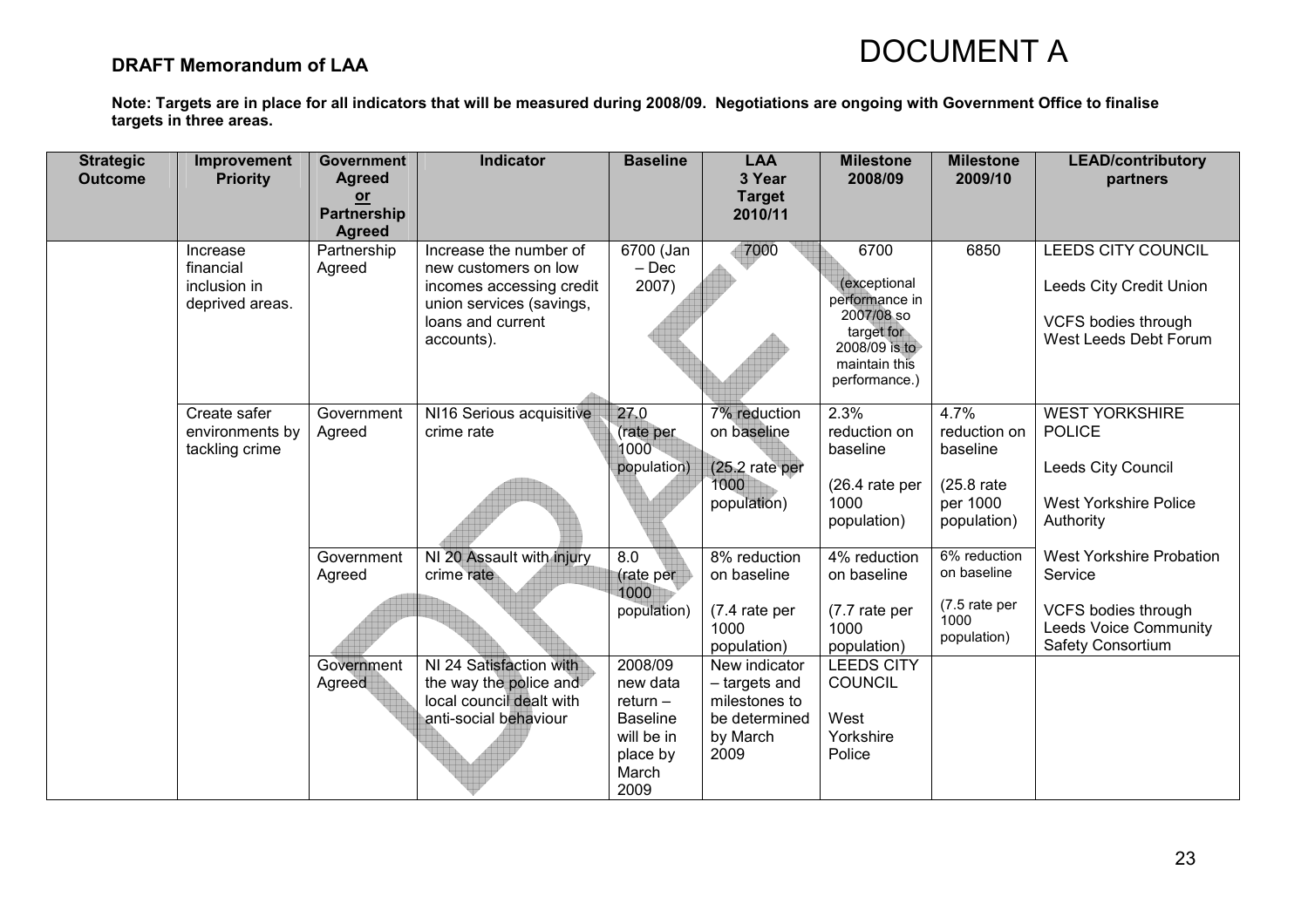**DRAFT Memorandum of LAA**

# DOCUMENT A

**Note: Targets are in place for all indicators that will be measured during 2008/09. Negotiations are ongoing with Government Office to finalise targets in three areas.**

| Strategic Outcome | Improvement Priority | Government Agreed or Partnership Agreed | Indicator | Baseline | LAA 3 Year Target 2010/11 | Milestone 2008/09 | Milestone 2009/10 | LEAD/contributory partners |
|---|---|---|---|---|---|---|---|---|
| | Increase financial inclusion in deprived areas. | Partnership Agreed | Increase the number of new customers on low incomes accessing credit union services (savings, loans and current accounts). | 6700 (Jan – Dec 2007) | 7000 | 6700 (exceptional performance in 2007/08 so target for 2008/09 is to maintain this performance.) | 6850 | LEEDS CITY COUNCIL<br>Leeds City Credit Union<br>VCFS bodies through West Leeds Debt Forum |
| | Create safer environments by tackling crime | Government Agreed | NI16 Serious acquisitive crime rate | 27.0 (rate per 1000 population) | 7% reduction on baseline (25.2 rate per 1000 population) | 2.3% reduction on baseline (26.4 rate per 1000 population) | 4.7% reduction on baseline (25.8 rate per 1000 population) | WEST YORKSHIRE POLICE<br>Leeds City Council<br>West Yorkshire Police Authority<br>West Yorkshire Probation Service<br>VCFS bodies through Leeds Voice Community Safety Consortium |
| | | Government Agreed | NI 20 Assault with injury crime rate | 8.0 (rate per 1000 population) | 8% reduction on baseline (7.4 rate per 1000 population) | 4% reduction on baseline (7.7 rate per 1000 population) | 6% reduction on baseline (7.5 rate per 1000 population) | |
| | | Government Agreed | NI 24 Satisfaction with the way the police and local council dealt with anti-social behaviour | 2008/09 new data return – Baseline will be in place by March 2009 | New indicator – targets and milestones to be determined by March 2009 | LEEDS CITY COUNCIL<br>West Yorkshire Police | | |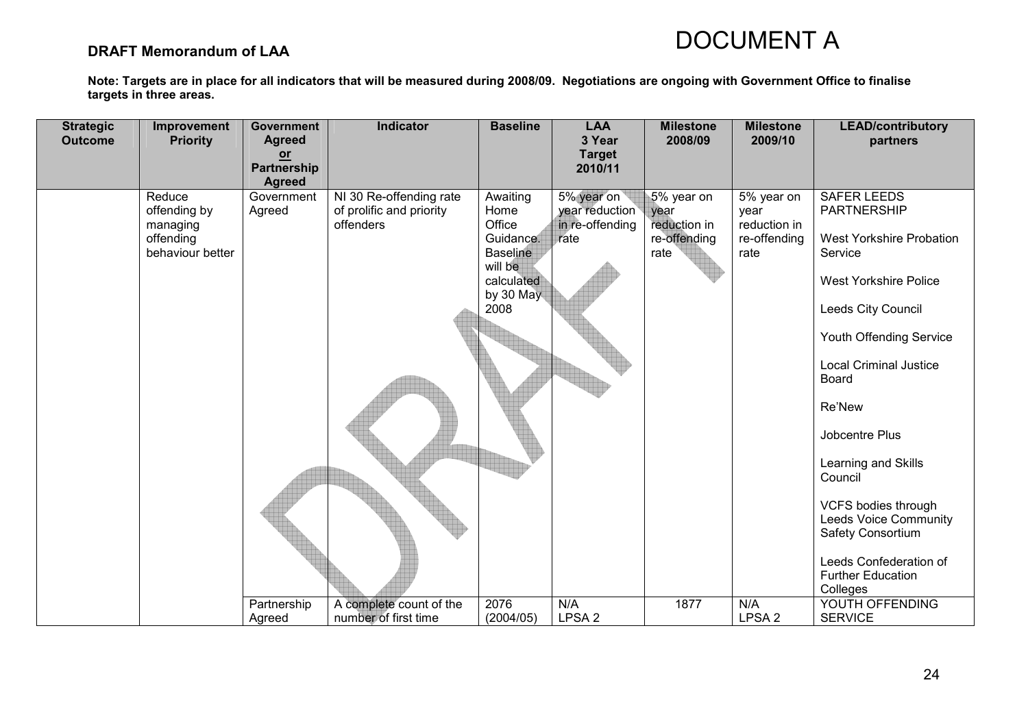**DRAFT Memorandum of LAA**

# DOCUMENT A

**Note: Targets are in place for all indicators that will be measured during 2008/09. Negotiations are ongoing with Government Office to finalise targets in three areas.**

| Strategic Outcome | Improvement Priority | Government Agreed or Partnership Agreed | Indicator | Baseline | LAA 3 Year Target 2010/11 | Milestone 2008/09 | Milestone 2009/10 | LEAD/contributory partners |
|---|---|---|---|---|---|---|---|---|
| | Reduce offending by managing offending behaviour better | Government Agreed | NI 30 Re-offending rate of prolific and priority offenders | Awaiting Home Office Guidance. Baseline will be calculated by 30 May 2008 | 5% year on year reduction in re-offending rate | 5% year on year reduction in re-offending rate | 5% year on year reduction in re-offending rate | SAFER LEEDS PARTNERSHIP<br><br>West Yorkshire Probation Service<br><br>West Yorkshire Police<br><br>Leeds City Council<br><br>Youth Offending Service<br><br>Local Criminal Justice Board<br><br>Re'New<br><br>Jobcentre Plus<br><br>Learning and Skills Council<br><br>VCFS bodies through Leeds Voice Community Safety Consortium<br><br>Leeds Confederation of Further Education Colleges |
| | | Partnership Agreed | A complete count of the number of first time | 2076 (2004/05) | N/A LPSA 2 | 1877 | N/A LPSA 2 | YOUTH OFFENDING SERVICE |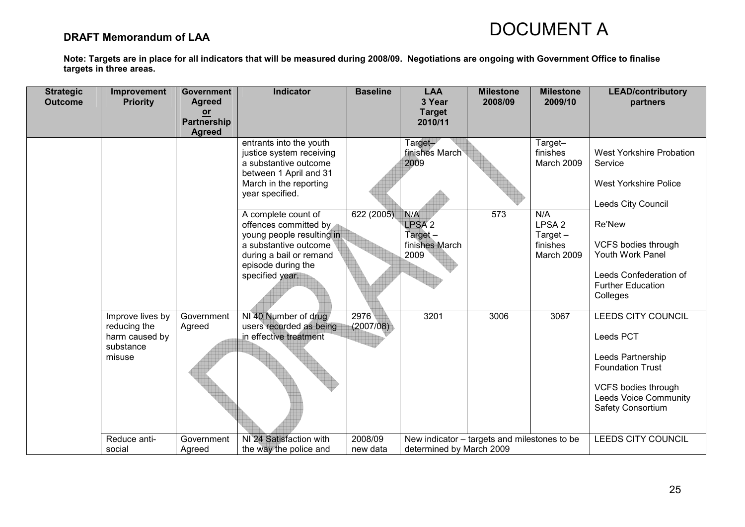**DRAFT Memorandum of LAA**

DOCUMENT A

**Note: Targets are in place for all indicators that will be measured during 2008/09. Negotiations are ongoing with Government Office to finalise targets in three areas.**

| Strategic Outcome | Improvement Priority | Government Agreed or Partnership Agreed | Indicator | Baseline | LAA 3 Year Target 2010/11 | Milestone 2008/09 | Milestone 2009/10 | LEAD/contributory partners |
|---|---|---|---|---|---|---|---|---|
| | | | entrants into the youth justice system receiving a substantive outcome between 1 April and 31 March in the reporting year specified. | | Target– finishes March 2009 | | Target– finishes March 2009 | West Yorkshire Probation Service<br><br>West Yorkshire Police<br><br>Leeds City Council<br><br>Re'New<br><br>VCFS bodies through Youth Work Panel<br><br>Leeds Confederation of Further Education Colleges |
| | | | A complete count of offences committed by young people resulting in a substantive outcome during a bail or remand episode during the specified year. | 622 (2005) | N/A LPSA 2 Target – finishes March 2009 | 573 | N/A LPSA 2 Target – finishes March 2009 | |
| | Improve lives by reducing the harm caused by substance misuse | Government Agreed | NI 40 Number of drug users recorded as being in effective treatment | 2976 (2007/08) | 3201 | 3006 | 3067 | LEEDS CITY COUNCIL<br><br>Leeds PCT<br><br>Leeds Partnership Foundation Trust<br><br>VCFS bodies through Leeds Voice Community Safety Consortium |
| | Reduce anti-social | Government Agreed | NI 24 Satisfaction with the way the police and | 2008/09 new data | New indicator – targets and milestones to be determined by March 2009 | | | LEEDS CITY COUNCIL |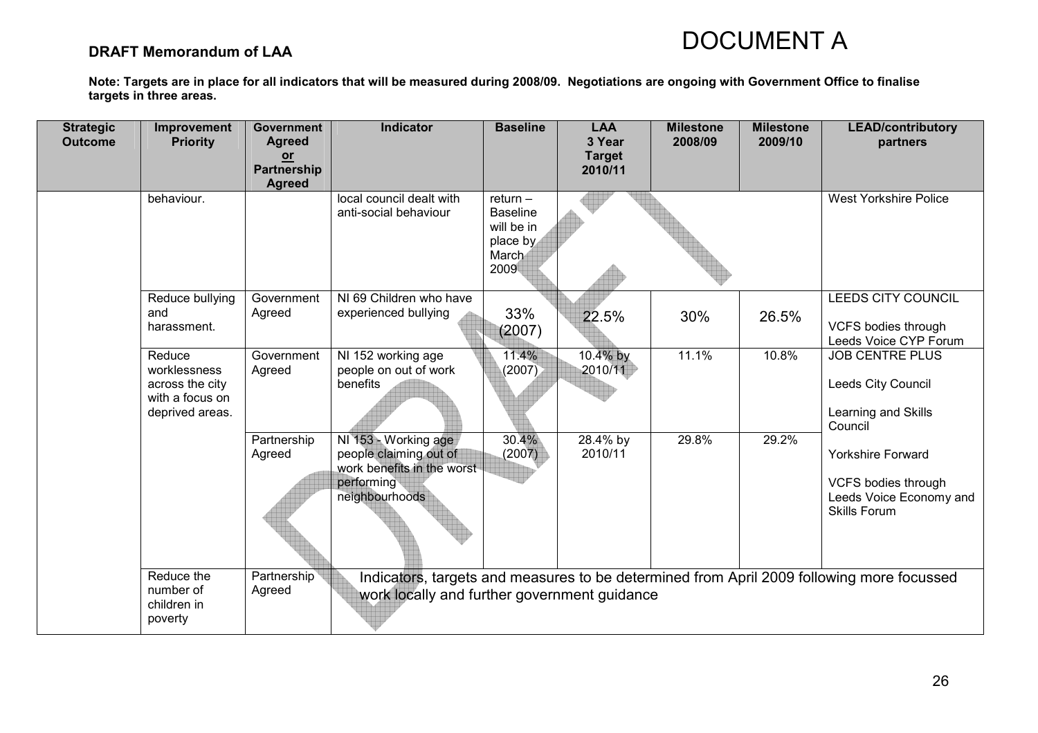**DRAFT Memorandum of LAA**

# DOCUMENT A

**Note: Targets are in place for all indicators that will be measured during 2008/09. Negotiations are ongoing with Government Office to finalise targets in three areas.**

| Strategic Outcome | Improvement Priority | Government Agreed or Partnership Agreed | Indicator | Baseline | LAA 3 Year Target 2010/11 | Milestone 2008/09 | Milestone 2009/10 | LEAD/contributory partners |
|---|---|---|---|---|---|---|---|---|
| | behaviour. | | local council dealt with anti-social behaviour | return – Baseline will be in place by March 2009 | | | | West Yorkshire Police |
| | Reduce bullying and harassment. | Government Agreed | NI 69 Children who have experienced bullying | 33% (2007) | 22.5% | 30% | 26.5% | LEEDS CITY COUNCIL<br><br>VCFS bodies through Leeds Voice CYP Forum |
| | Reduce worklessness across the city with a focus on deprived areas. | Government Agreed | NI 152 working age people on out of work benefits | 11.4% (2007) | 10.4% by 2010/11 | 11.1% | 10.8% | JOB CENTRE PLUS<br><br>Leeds City Council<br><br>Learning and Skills Council<br><br>Yorkshire Forward<br><br>VCFS bodies through Leeds Voice Economy and Skills Forum |
| | | Partnership Agreed | NI 153 - Working age people claiming out of work benefits in the worst performing neighbourhoods | 30.4% (2007) | 28.4% by 2010/11 | 29.8% | 29.2% | |
| | Reduce the number of children in poverty | Partnership Agreed | Indicators, targets and measures to be determined from April 2009 following more focussed work locally and further government guidance | | | | | |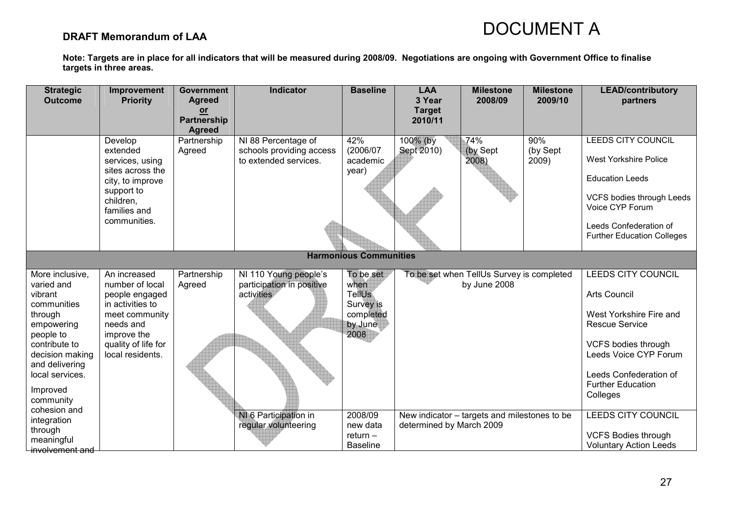# DOCUMENT A

**DRAFT Memorandum of LAA**

**Note: Targets are in place for all indicators that will be measured during 2008/09. Negotiations are ongoing with Government Office to finalise targets in three areas.**

| Strategic Outcome | Improvement Priority | Government Agreed or Partnership Agreed | Indicator | Baseline | LAA 3 Year Target 2010/11 | Milestone 2008/09 | Milestone 2009/10 | LEAD/contributory partners |
|---|---|---|---|---|---|---|---|---|
| | Develop extended services, using sites across the city, to improve support to children, families and communities. | Partnership Agreed | NI 88 Percentage of schools providing access to extended services. | 42% (2006/07 academic year) | 100% (by Sept 2010) | 74% (by Sept 2008) | 90% (by Sept 2009) | LEEDS CITY COUNCIL<br><br>West Yorkshire Police<br><br>Education Leeds<br><br>VCFS bodies through Leeds Voice CYP Forum<br><br>Leeds Confederation of Further Education Colleges |
| **Harmonious Communities** | | | | | | | | |
| More inclusive, varied and vibrant communities through empowering people to contribute to decision making and delivering local services.<br><br>Improved community cohesion and integration through meaningful involvement and | An increased number of local people engaged in activities to meet community needs and improve the quality of life for local residents. | Partnership Agreed | NI 110 Young people's participation in positive activities | To be set when TellUs Survey is completed by June 2008 | To be set when TellUs Survey is completed by June 2008 | | | LEEDS CITY COUNCIL<br><br>Arts Council<br><br>West Yorkshire Fire and Rescue Service<br><br>VCFS bodies through Leeds Voice CYP Forum<br><br>Leeds Confederation of Further Education Colleges |
| | | | NI 6 Participation in regular volunteering | 2008/09 new data return – Baseline | New indicator – targets and milestones to be determined by March 2009 | | | LEEDS CITY COUNCIL<br><br>VCFS Bodies through Voluntary Action Leeds |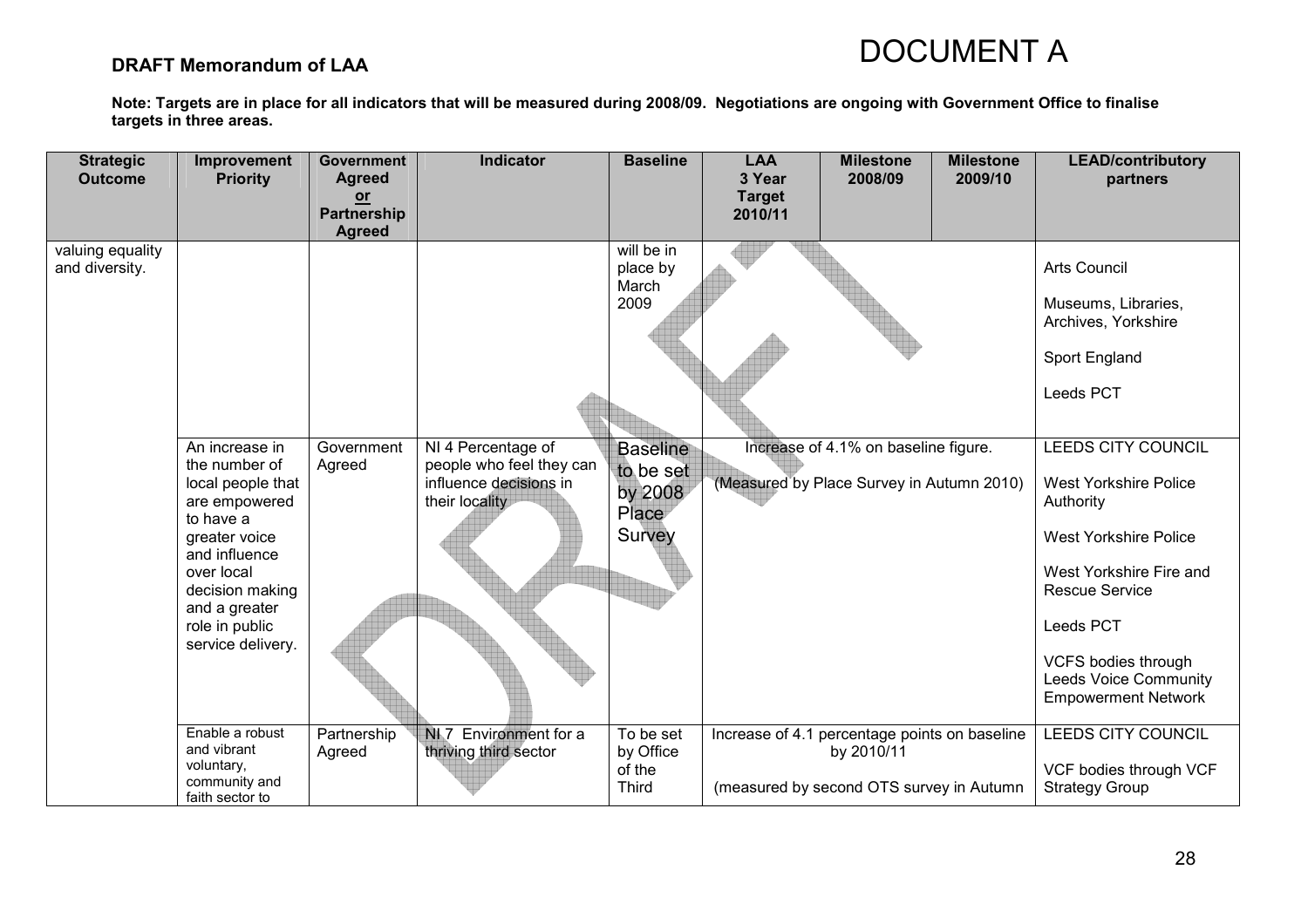DOCUMENT A

**DRAFT Memorandum of LAA**

**Note: Targets are in place for all indicators that will be measured during 2008/09. Negotiations are ongoing with Government Office to finalise targets in three areas.**

| Strategic Outcome | Improvement Priority | Government Agreed or Partnership Agreed | Indicator | Baseline | LAA 3 Year Target 2010/11 | Milestone 2008/09 | Milestone 2009/10 | LEAD/contributory partners |
|---|---|---|---|---|---|---|---|---|
| valuing equality and diversity. | | | | will be in place by March 2009 | | | | Arts Council<br><br>Museums, Libraries, Archives, Yorkshire<br><br>Sport England<br><br>Leeds PCT |
| | An increase in the number of local people that are empowered to have a greater voice and influence over local decision making and a greater role in public service delivery. | Government Agreed | NI 4 Percentage of people who feel they can influence decisions in their locality | Baseline to be set by 2008 Place Survey | Increase of 4.1% on baseline figure.<br><br>(Measured by Place Survey in Autumn 2010) | | | LEEDS CITY COUNCIL<br><br>West Yorkshire Police Authority<br><br>West Yorkshire Police<br><br>West Yorkshire Fire and Rescue Service<br><br>Leeds PCT<br><br>VCFS bodies through Leeds Voice Community Empowerment Network |
| | Enable a robust and vibrant voluntary, community and faith sector to | Partnership Agreed | NI 7 Environment for a thriving third sector | To be set by Office of the Third | Increase of 4.1 percentage points on baseline by 2010/11<br><br>(measured by second OTS survey in Autumn | | | LEEDS CITY COUNCIL<br><br>VCF bodies through VCF Strategy Group |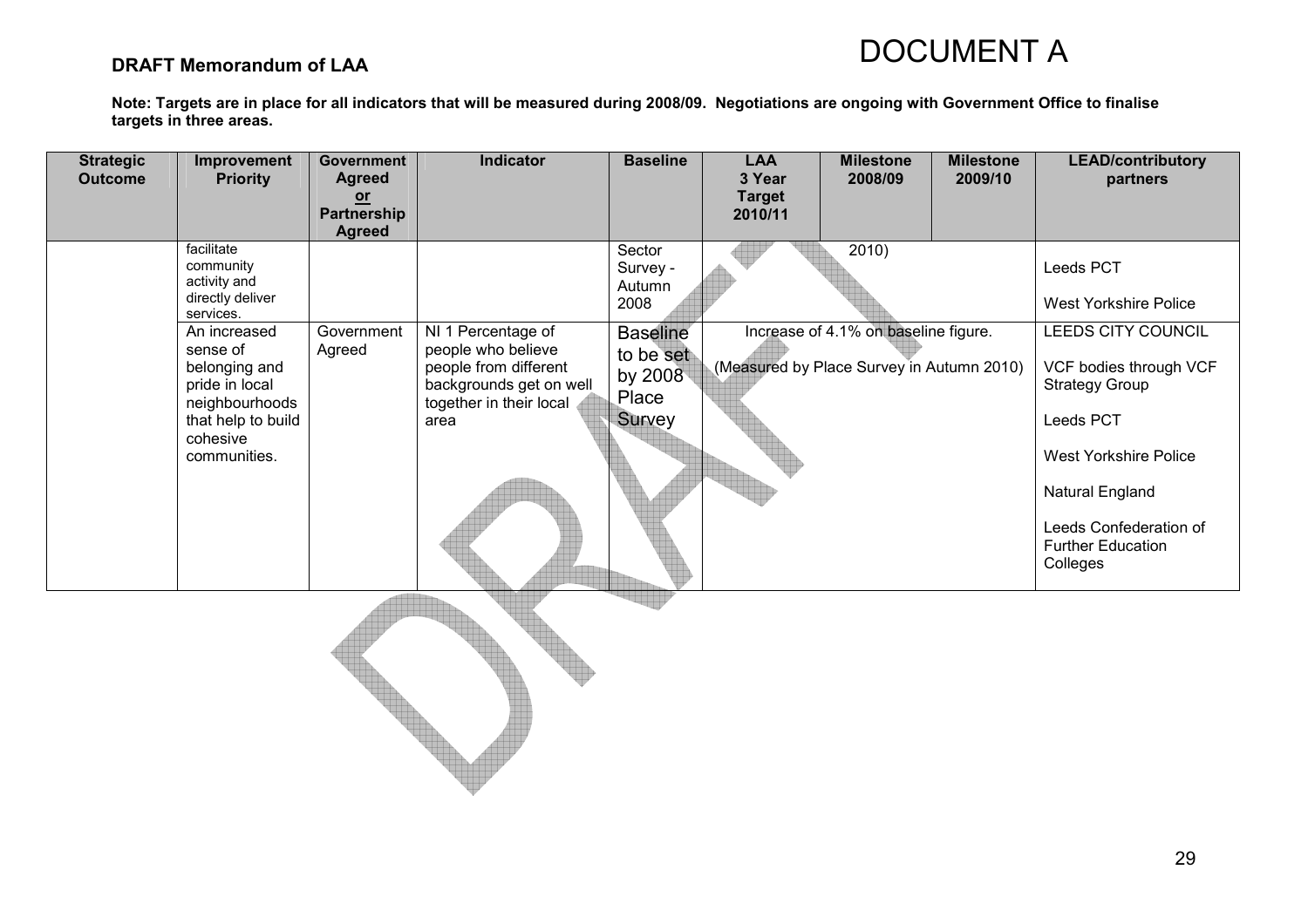**DRAFT Memorandum of LAA**

# DOCUMENT A

**Note: Targets are in place for all indicators that will be measured during 2008/09. Negotiations are ongoing with Government Office to finalise targets in three areas.**

| Strategic Outcome | Improvement Priority | Government Agreed or Partnership Agreed | Indicator | Baseline | LAA 3 Year Target 2010/11 | Milestone 2008/09 | Milestone 2009/10 | LEAD/contributory partners |
|---|---|---|---|---|---|---|---|---|
| | facilitate community activity and directly deliver services. | | | Sector Survey - Autumn 2008 | | 2010) | | Leeds PCT<br><br>West Yorkshire Police |
| | An increased sense of belonging and pride in local neighbourhoods that help to build cohesive communities. | Government Agreed | NI 1 Percentage of people who believe people from different backgrounds get on well together in their local area | Baseline to be set by 2008 Place Survey | Increase of 4.1% on baseline figure.<br><br>(Measured by Place Survey in Autumn 2010) | | | LEEDS CITY COUNCIL<br><br>VCF bodies through VCF Strategy Group<br><br>Leeds PCT<br><br>West Yorkshire Police<br><br>Natural England<br><br>Leeds Confederation of Further Education Colleges |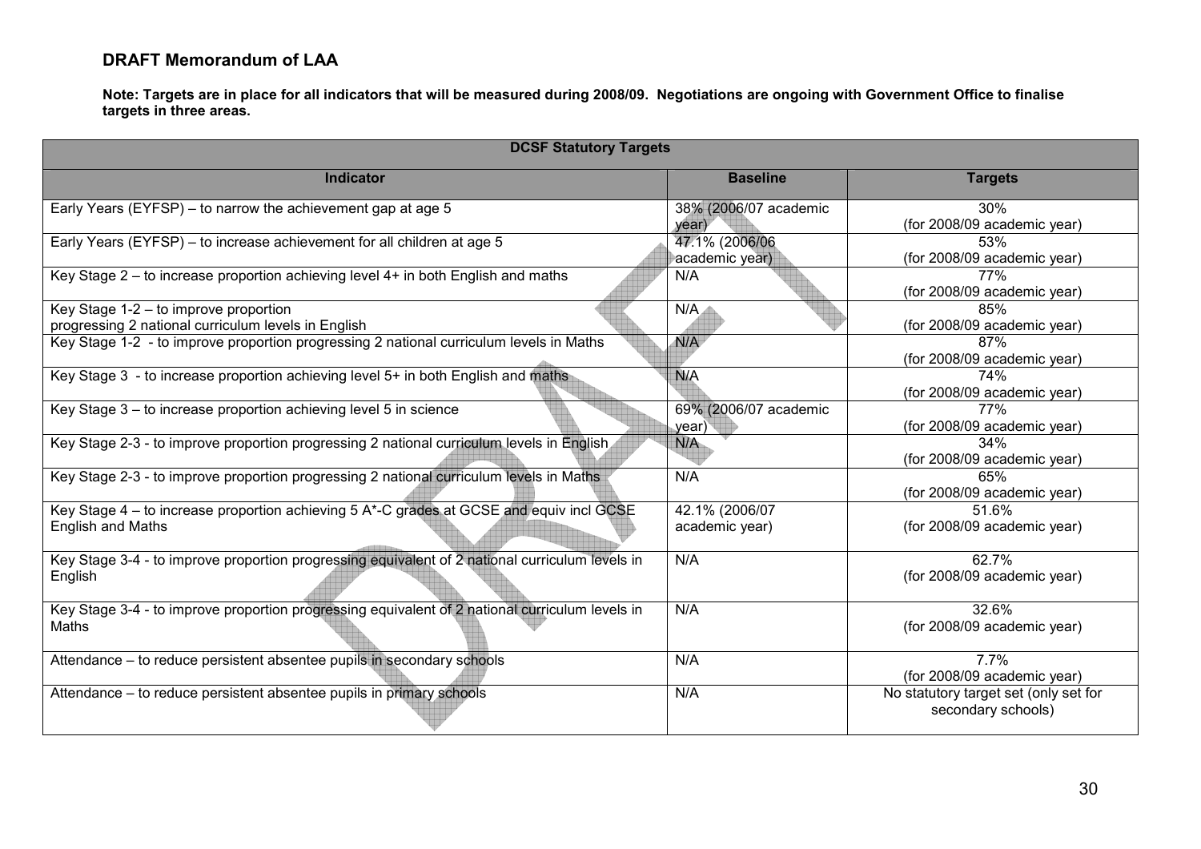## DRAFT Memorandum of LAA

**Note: Targets are in place for all indicators that will be measured during 2008/09. Negotiations are ongoing with Government Office to finalise targets in three areas.**

| DCSF Statutory Targets | | |
|---|---|---|
| **Indicator** | **Baseline** | **Targets** |
| Early Years (EYFSP) – to narrow the achievement gap at age 5 | 38% (2006/07 academic year) | 30% (for 2008/09 academic year) |
| Early Years (EYFSP) – to increase achievement for all children at age 5 | 47.1% (2006/06 academic year) | 53% (for 2008/09 academic year) |
| Key Stage 2 – to increase proportion achieving level 4+ in both English and maths | N/A | 77% (for 2008/09 academic year) |
| Key Stage 1-2 – to improve proportion progressing 2 national curriculum levels in English | N/A | 85% (for 2008/09 academic year) |
| Key Stage 1-2 - to improve proportion progressing 2 national curriculum levels in Maths | N/A | 87% (for 2008/09 academic year) |
| Key Stage 3 - to increase proportion achieving level 5+ in both English and maths | N/A | 74% (for 2008/09 academic year) |
| Key Stage 3 – to increase proportion achieving level 5 in science | 69% (2006/07 academic year) | 77% (for 2008/09 academic year) |
| Key Stage 2-3 - to improve proportion progressing 2 national curriculum levels in English | N/A | 34% (for 2008/09 academic year) |
| Key Stage 2-3 - to improve proportion progressing 2 national curriculum levels in Maths | N/A | 65% (for 2008/09 academic year) |
| Key Stage 4 – to increase proportion achieving 5 A*-C grades at GCSE and equiv incl GCSE English and Maths | 42.1% (2006/07 academic year) | 51.6% (for 2008/09 academic year) |
| Key Stage 3-4 - to improve proportion progressing equivalent of 2 national curriculum levels in English | N/A | 62.7% (for 2008/09 academic year) |
| Key Stage 3-4 - to improve proportion progressing equivalent of 2 national curriculum levels in Maths | N/A | 32.6% (for 2008/09 academic year) |
| Attendance – to reduce persistent absentee pupils in secondary schools | N/A | 7.7% (for 2008/09 academic year) |
| Attendance – to reduce persistent absentee pupils in primary schools | N/A | No statutory target set (only set for secondary schools) |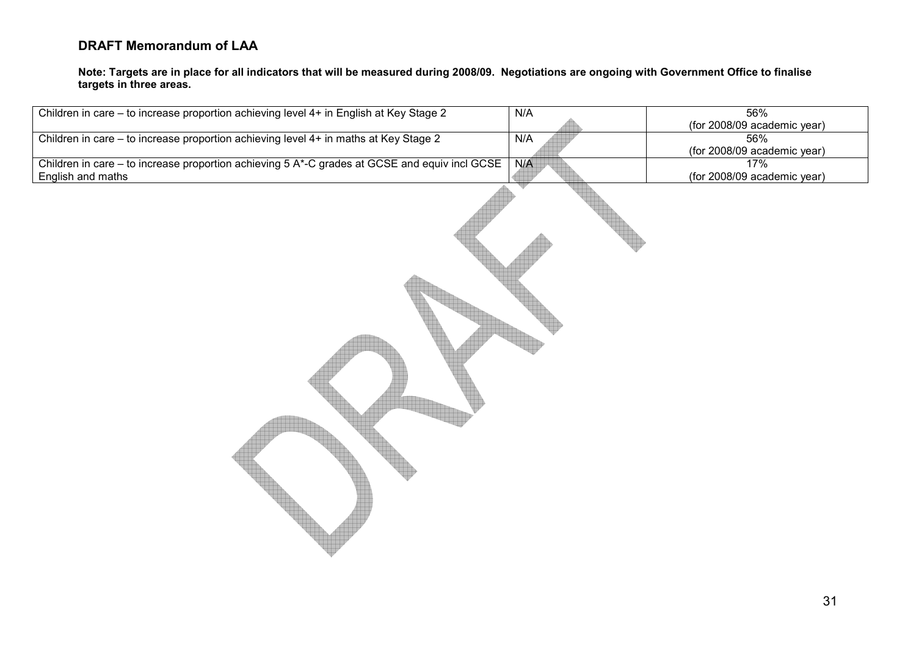## DRAFT Memorandum of LAA

**Note: Targets are in place for all indicators that will be measured during 2008/09. Negotiations are ongoing with Government Office to finalise targets in three areas.**

| | | |
|---|---|---|
| Children in care – to increase proportion achieving level 4+ in English at Key Stage 2 | N/A | 56%<br>(for 2008/09 academic year) |
| Children in care – to increase proportion achieving level 4+ in maths at Key Stage 2 | N/A | 56%<br>(for 2008/09 academic year) |
| Children in care – to increase proportion achieving 5 A*-C grades at GCSE and equiv incl GCSE English and maths | N/A | 17%<br>(for 2008/09 academic year) |